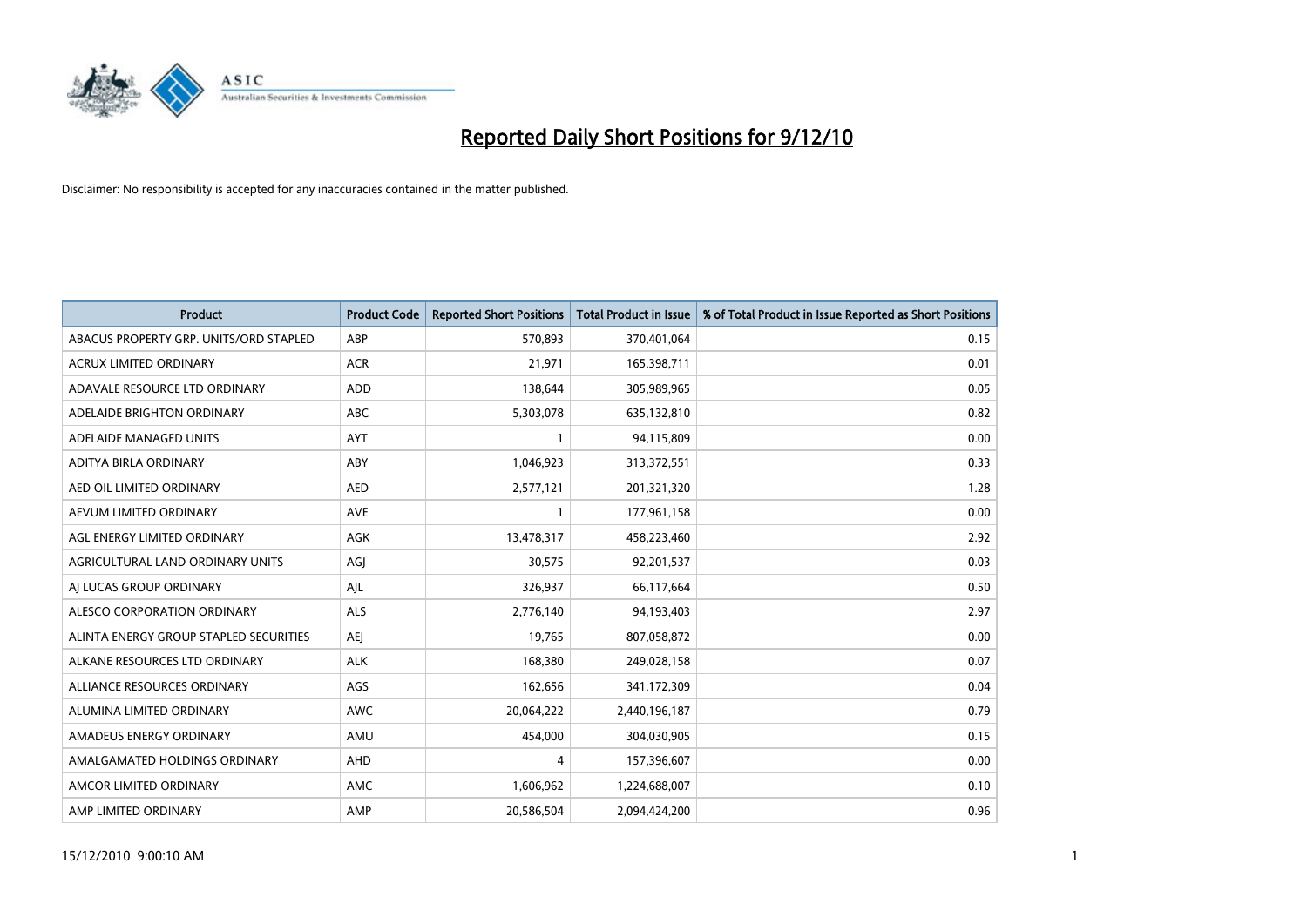# Reported Daily Short Positions for 9/12/10

Disclaimer: No responsibility is accepted for any inaccuracies contained in the matter published.

| Product | Product Code | Reported Short Positions | Total Product in Issue | % of Total Product in Issue Reported as Short Positions |
|---|---|---|---|---|
| ABACUS PROPERTY GRP. UNITS/ORD STAPLED | ABP | 570,893 | 370,401,064 | 0.15 |
| ACRUX LIMITED ORDINARY | ACR | 21,971 | 165,398,711 | 0.01 |
| ADAVALE RESOURCE LTD ORDINARY | ADD | 138,644 | 305,989,965 | 0.05 |
| ADELAIDE BRIGHTON ORDINARY | ABC | 5,303,078 | 635,132,810 | 0.82 |
| ADELAIDE MANAGED UNITS | AYT | 1 | 94,115,809 | 0.00 |
| ADITYA BIRLA ORDINARY | ABY | 1,046,923 | 313,372,551 | 0.33 |
| AED OIL LIMITED ORDINARY | AED | 2,577,121 | 201,321,320 | 1.28 |
| AEVUM LIMITED ORDINARY | AVE | 1 | 177,961,158 | 0.00 |
| AGL ENERGY LIMITED ORDINARY | AGK | 13,478,317 | 458,223,460 | 2.92 |
| AGRICULTURAL LAND ORDINARY UNITS | AGJ | 30,575 | 92,201,537 | 0.03 |
| AJ LUCAS GROUP ORDINARY | AJL | 326,937 | 66,117,664 | 0.50 |
| ALESCO CORPORATION ORDINARY | ALS | 2,776,140 | 94,193,403 | 2.97 |
| ALINTA ENERGY GROUP STAPLED SECURITIES | AEJ | 19,765 | 807,058,872 | 0.00 |
| ALKANE RESOURCES LTD ORDINARY | ALK | 168,380 | 249,028,158 | 0.07 |
| ALLIANCE RESOURCES ORDINARY | AGS | 162,656 | 341,172,309 | 0.04 |
| ALUMINA LIMITED ORDINARY | AWC | 20,064,222 | 2,440,196,187 | 0.79 |
| AMADEUS ENERGY ORDINARY | AMU | 454,000 | 304,030,905 | 0.15 |
| AMALGAMATED HOLDINGS ORDINARY | AHD | 4 | 157,396,607 | 0.00 |
| AMCOR LIMITED ORDINARY | AMC | 1,606,962 | 1,224,688,007 | 0.10 |
| AMP LIMITED ORDINARY | AMP | 20,586,504 | 2,094,424,200 | 0.96 |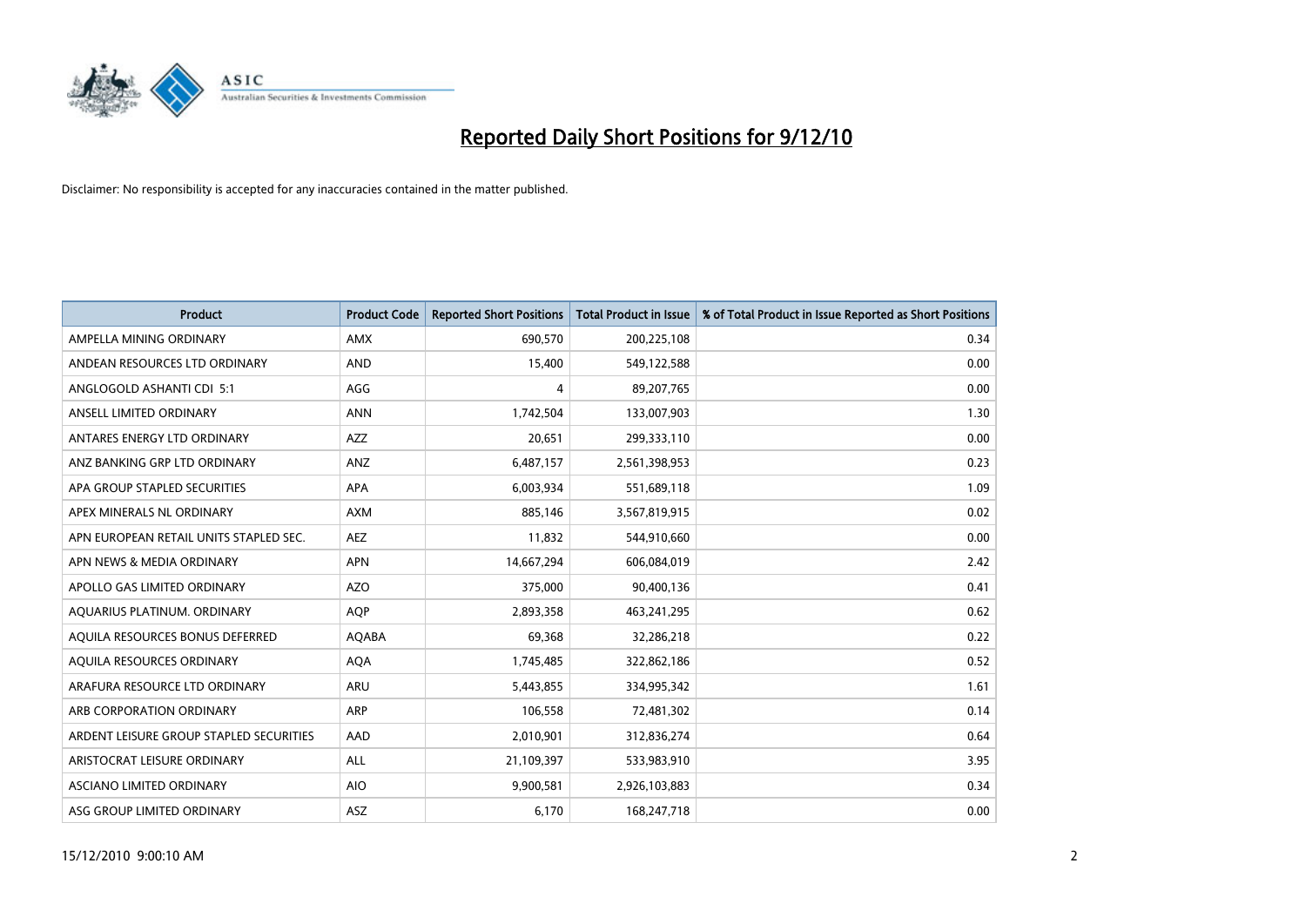# Reported Daily Short Positions for 9/12/10

Disclaimer: No responsibility is accepted for any inaccuracies contained in the matter published.

| Product | Product Code | Reported Short Positions | Total Product in Issue | % of Total Product in Issue Reported as Short Positions |
|---|---|---|---|---|
| AMPELLA MINING ORDINARY | AMX | 690,570 | 200,225,108 | 0.34 |
| ANDEAN RESOURCES LTD ORDINARY | AND | 15,400 | 549,122,588 | 0.00 |
| ANGLOGOLD ASHANTI CDI 5:1 | AGG | 4 | 89,207,765 | 0.00 |
| ANSELL LIMITED ORDINARY | ANN | 1,742,504 | 133,007,903 | 1.30 |
| ANTARES ENERGY LTD ORDINARY | AZZ | 20,651 | 299,333,110 | 0.00 |
| ANZ BANKING GRP LTD ORDINARY | ANZ | 6,487,157 | 2,561,398,953 | 0.23 |
| APA GROUP STAPLED SECURITIES | APA | 6,003,934 | 551,689,118 | 1.09 |
| APEX MINERALS NL ORDINARY | AXM | 885,146 | 3,567,819,915 | 0.02 |
| APN EUROPEAN RETAIL UNITS STAPLED SEC. | AEZ | 11,832 | 544,910,660 | 0.00 |
| APN NEWS & MEDIA ORDINARY | APN | 14,667,294 | 606,084,019 | 2.42 |
| APOLLO GAS LIMITED ORDINARY | AZO | 375,000 | 90,400,136 | 0.41 |
| AQUARIUS PLATINUM. ORDINARY | AQP | 2,893,358 | 463,241,295 | 0.62 |
| AQUILA RESOURCES BONUS DEFERRED | AQABA | 69,368 | 32,286,218 | 0.22 |
| AQUILA RESOURCES ORDINARY | AQA | 1,745,485 | 322,862,186 | 0.52 |
| ARAFURA RESOURCE LTD ORDINARY | ARU | 5,443,855 | 334,995,342 | 1.61 |
| ARB CORPORATION ORDINARY | ARP | 106,558 | 72,481,302 | 0.14 |
| ARDENT LEISURE GROUP STAPLED SECURITIES | AAD | 2,010,901 | 312,836,274 | 0.64 |
| ARISTOCRAT LEISURE ORDINARY | ALL | 21,109,397 | 533,983,910 | 3.95 |
| ASCIANO LIMITED ORDINARY | AIO | 9,900,581 | 2,926,103,883 | 0.34 |
| ASG GROUP LIMITED ORDINARY | ASZ | 6,170 | 168,247,718 | 0.00 |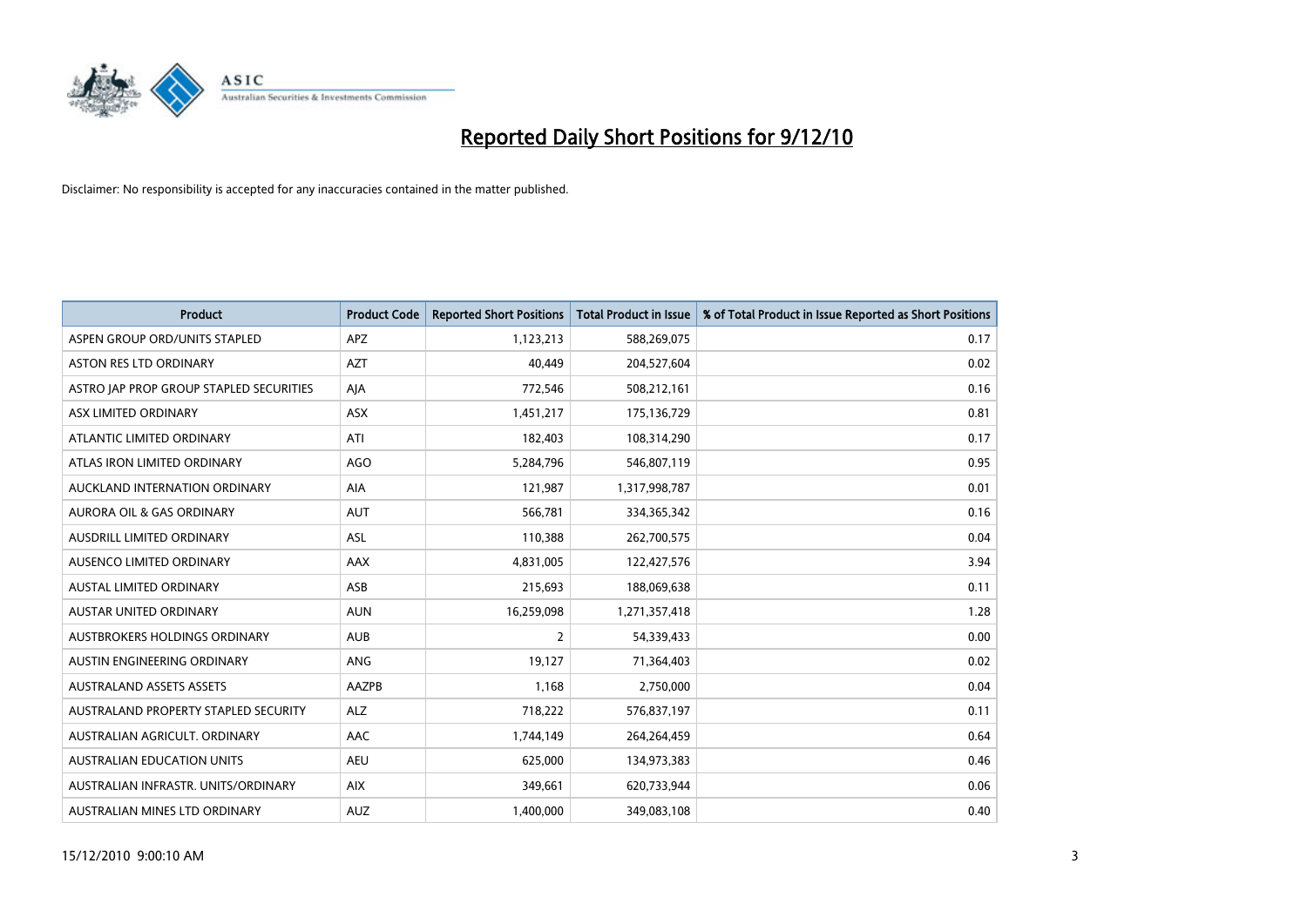# Reported Daily Short Positions for 9/12/10

Disclaimer: No responsibility is accepted for any inaccuracies contained in the matter published.

| Product | Product Code | Reported Short Positions | Total Product in Issue | % of Total Product in Issue Reported as Short Positions |
|---|---|---|---|---|
| ASPEN GROUP ORD/UNITS STAPLED | APZ | 1,123,213 | 588,269,075 | 0.17 |
| ASTON RES LTD ORDINARY | AZT | 40,449 | 204,527,604 | 0.02 |
| ASTRO JAP PROP GROUP STAPLED SECURITIES | AJA | 772,546 | 508,212,161 | 0.16 |
| ASX LIMITED ORDINARY | ASX | 1,451,217 | 175,136,729 | 0.81 |
| ATLANTIC LIMITED ORDINARY | ATI | 182,403 | 108,314,290 | 0.17 |
| ATLAS IRON LIMITED ORDINARY | AGO | 5,284,796 | 546,807,119 | 0.95 |
| AUCKLAND INTERNATION ORDINARY | AIA | 121,987 | 1,317,998,787 | 0.01 |
| AURORA OIL & GAS ORDINARY | AUT | 566,781 | 334,365,342 | 0.16 |
| AUSDRILL LIMITED ORDINARY | ASL | 110,388 | 262,700,575 | 0.04 |
| AUSENCO LIMITED ORDINARY | AAX | 4,831,005 | 122,427,576 | 3.94 |
| AUSTAL LIMITED ORDINARY | ASB | 215,693 | 188,069,638 | 0.11 |
| AUSTAR UNITED ORDINARY | AUN | 16,259,098 | 1,271,357,418 | 1.28 |
| AUSTBROKERS HOLDINGS ORDINARY | AUB | 2 | 54,339,433 | 0.00 |
| AUSTIN ENGINEERING ORDINARY | ANG | 19,127 | 71,364,403 | 0.02 |
| AUSTRALAND ASSETS ASSETS | AAZPB | 1,168 | 2,750,000 | 0.04 |
| AUSTRALAND PROPERTY STAPLED SECURITY | ALZ | 718,222 | 576,837,197 | 0.11 |
| AUSTRALIAN AGRICULT. ORDINARY | AAC | 1,744,149 | 264,264,459 | 0.64 |
| AUSTRALIAN EDUCATION UNITS | AEU | 625,000 | 134,973,383 | 0.46 |
| AUSTRALIAN INFRASTR. UNITS/ORDINARY | AIX | 349,661 | 620,733,944 | 0.06 |
| AUSTRALIAN MINES LTD ORDINARY | AUZ | 1,400,000 | 349,083,108 | 0.40 |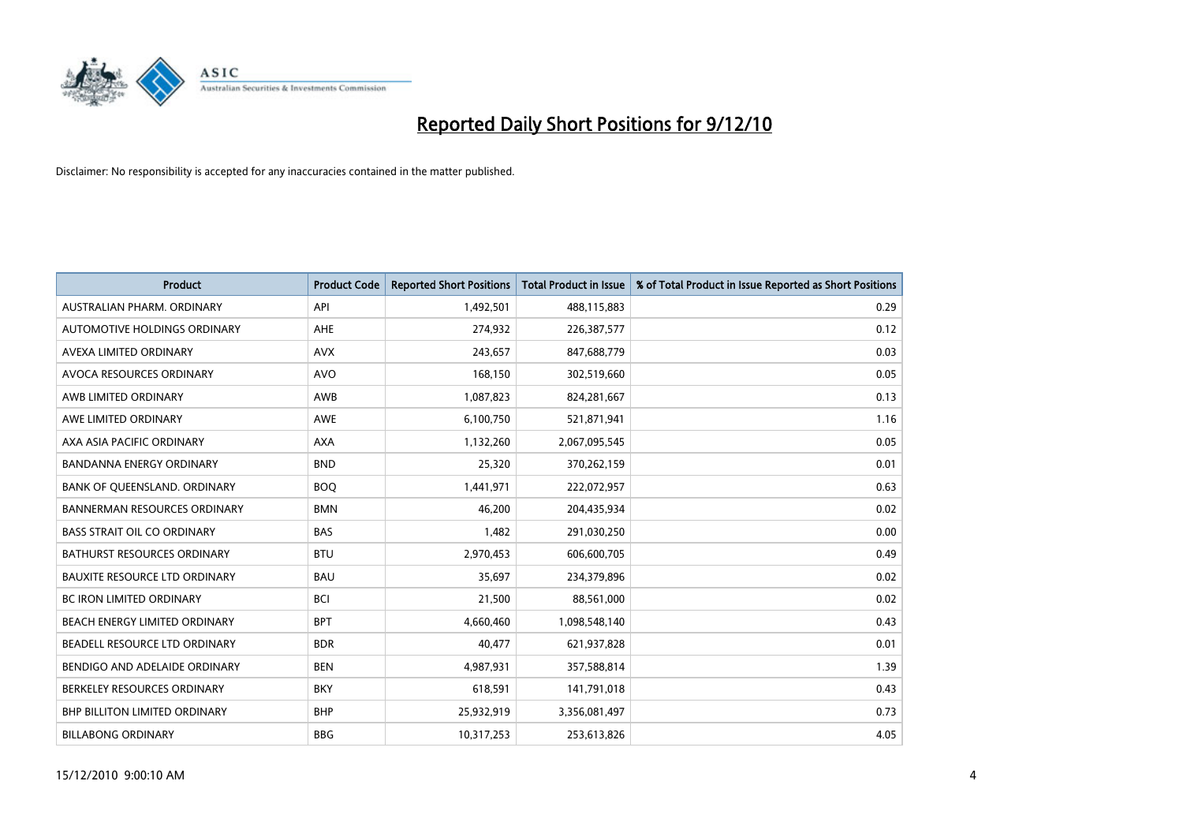# Reported Daily Short Positions for 9/12/10

Disclaimer: No responsibility is accepted for any inaccuracies contained in the matter published.

| Product | Product Code | Reported Short Positions | Total Product in Issue | % of Total Product in Issue Reported as Short Positions |
|---|---|---|---|---|
| AUSTRALIAN PHARM. ORDINARY | API | 1,492,501 | 488,115,883 | 0.29 |
| AUTOMOTIVE HOLDINGS ORDINARY | AHE | 274,932 | 226,387,577 | 0.12 |
| AVEXA LIMITED ORDINARY | AVX | 243,657 | 847,688,779 | 0.03 |
| AVOCA RESOURCES ORDINARY | AVO | 168,150 | 302,519,660 | 0.05 |
| AWB LIMITED ORDINARY | AWB | 1,087,823 | 824,281,667 | 0.13 |
| AWE LIMITED ORDINARY | AWE | 6,100,750 | 521,871,941 | 1.16 |
| AXA ASIA PACIFIC ORDINARY | AXA | 1,132,260 | 2,067,095,545 | 0.05 |
| BANDANNA ENERGY ORDINARY | BND | 25,320 | 370,262,159 | 0.01 |
| BANK OF QUEENSLAND. ORDINARY | BOQ | 1,441,971 | 222,072,957 | 0.63 |
| BANNERMAN RESOURCES ORDINARY | BMN | 46,200 | 204,435,934 | 0.02 |
| BASS STRAIT OIL CO ORDINARY | BAS | 1,482 | 291,030,250 | 0.00 |
| BATHURST RESOURCES ORDINARY | BTU | 2,970,453 | 606,600,705 | 0.49 |
| BAUXITE RESOURCE LTD ORDINARY | BAU | 35,697 | 234,379,896 | 0.02 |
| BC IRON LIMITED ORDINARY | BCI | 21,500 | 88,561,000 | 0.02 |
| BEACH ENERGY LIMITED ORDINARY | BPT | 4,660,460 | 1,098,548,140 | 0.43 |
| BEADELL RESOURCE LTD ORDINARY | BDR | 40,477 | 621,937,828 | 0.01 |
| BENDIGO AND ADELAIDE ORDINARY | BEN | 4,987,931 | 357,588,814 | 1.39 |
| BERKELEY RESOURCES ORDINARY | BKY | 618,591 | 141,791,018 | 0.43 |
| BHP BILLITON LIMITED ORDINARY | BHP | 25,932,919 | 3,356,081,497 | 0.73 |
| BILLABONG ORDINARY | BBG | 10,317,253 | 253,613,826 | 4.05 |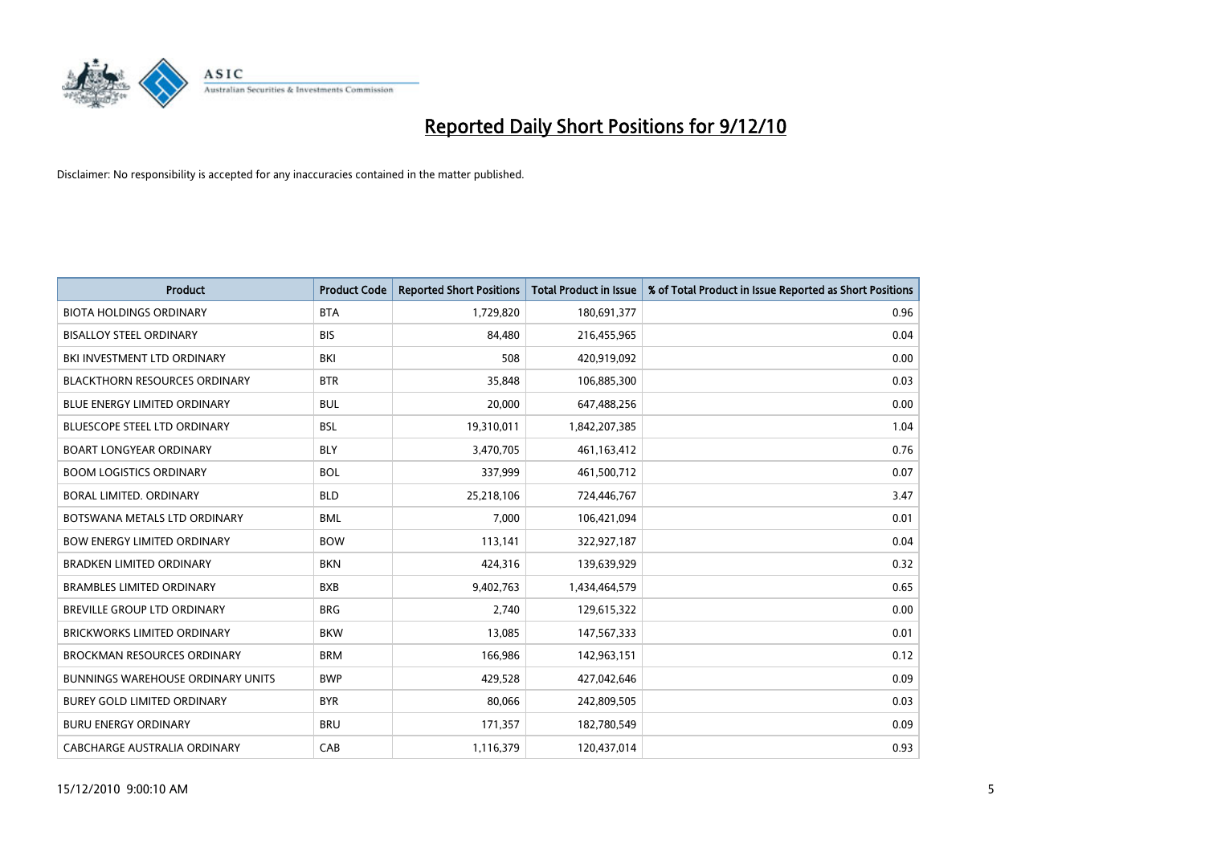# Reported Daily Short Positions for 9/12/10

Disclaimer: No responsibility is accepted for any inaccuracies contained in the matter published.

| Product | Product Code | Reported Short Positions | Total Product in Issue | % of Total Product in Issue Reported as Short Positions |
|---|---|---|---|---|
| BIOTA HOLDINGS ORDINARY | BTA | 1,729,820 | 180,691,377 | 0.96 |
| BISALLOY STEEL ORDINARY | BIS | 84,480 | 216,455,965 | 0.04 |
| BKI INVESTMENT LTD ORDINARY | BKI | 508 | 420,919,092 | 0.00 |
| BLACKTHORN RESOURCES ORDINARY | BTR | 35,848 | 106,885,300 | 0.03 |
| BLUE ENERGY LIMITED ORDINARY | BUL | 20,000 | 647,488,256 | 0.00 |
| BLUESCOPE STEEL LTD ORDINARY | BSL | 19,310,011 | 1,842,207,385 | 1.04 |
| BOART LONGYEAR ORDINARY | BLY | 3,470,705 | 461,163,412 | 0.76 |
| BOOM LOGISTICS ORDINARY | BOL | 337,999 | 461,500,712 | 0.07 |
| BORAL LIMITED. ORDINARY | BLD | 25,218,106 | 724,446,767 | 3.47 |
| BOTSWANA METALS LTD ORDINARY | BML | 7,000 | 106,421,094 | 0.01 |
| BOW ENERGY LIMITED ORDINARY | BOW | 113,141 | 322,927,187 | 0.04 |
| BRADKEN LIMITED ORDINARY | BKN | 424,316 | 139,639,929 | 0.32 |
| BRAMBLES LIMITED ORDINARY | BXB | 9,402,763 | 1,434,464,579 | 0.65 |
| BREVILLE GROUP LTD ORDINARY | BRG | 2,740 | 129,615,322 | 0.00 |
| BRICKWORKS LIMITED ORDINARY | BKW | 13,085 | 147,567,333 | 0.01 |
| BROCKMAN RESOURCES ORDINARY | BRM | 166,986 | 142,963,151 | 0.12 |
| BUNNINGS WAREHOUSE ORDINARY UNITS | BWP | 429,528 | 427,042,646 | 0.09 |
| BUREY GOLD LIMITED ORDINARY | BYR | 80,066 | 242,809,505 | 0.03 |
| BURU ENERGY ORDINARY | BRU | 171,357 | 182,780,549 | 0.09 |
| CABCHARGE AUSTRALIA ORDINARY | CAB | 1,116,379 | 120,437,014 | 0.93 |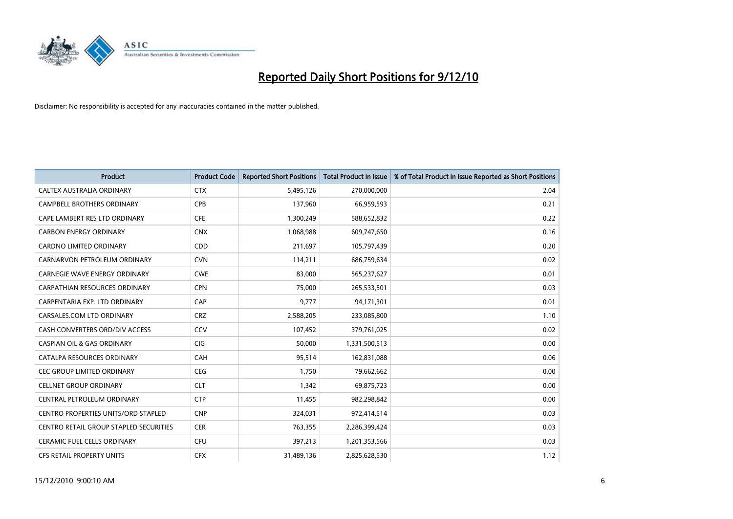# Reported Daily Short Positions for 9/12/10

Disclaimer: No responsibility is accepted for any inaccuracies contained in the matter published.

| Product | Product Code | Reported Short Positions | Total Product in Issue | % of Total Product in Issue Reported as Short Positions |
|---|---|---|---|---|
| CALTEX AUSTRALIA ORDINARY | CTX | 5,495,126 | 270,000,000 | 2.04 |
| CAMPBELL BROTHERS ORDINARY | CPB | 137,960 | 66,959,593 | 0.21 |
| CAPE LAMBERT RES LTD ORDINARY | CFE | 1,300,249 | 588,652,832 | 0.22 |
| CARBON ENERGY ORDINARY | CNX | 1,068,988 | 609,747,650 | 0.16 |
| CARDNO LIMITED ORDINARY | CDD | 211,697 | 105,797,439 | 0.20 |
| CARNARVON PETROLEUM ORDINARY | CVN | 114,211 | 686,759,634 | 0.02 |
| CARNEGIE WAVE ENERGY ORDINARY | CWE | 83,000 | 565,237,627 | 0.01 |
| CARPATHIAN RESOURCES ORDINARY | CPN | 75,000 | 265,533,501 | 0.03 |
| CARPENTARIA EXP. LTD ORDINARY | CAP | 9,777 | 94,171,301 | 0.01 |
| CARSALES.COM LTD ORDINARY | CRZ | 2,588,205 | 233,085,800 | 1.10 |
| CASH CONVERTERS ORD/DIV ACCESS | CCV | 107,452 | 379,761,025 | 0.02 |
| CASPIAN OIL & GAS ORDINARY | CIG | 50,000 | 1,331,500,513 | 0.00 |
| CATALPA RESOURCES ORDINARY | CAH | 95,514 | 162,831,088 | 0.06 |
| CEC GROUP LIMITED ORDINARY | CEG | 1,750 | 79,662,662 | 0.00 |
| CELLNET GROUP ORDINARY | CLT | 1,342 | 69,875,723 | 0.00 |
| CENTRAL PETROLEUM ORDINARY | CTP | 11,455 | 982,298,842 | 0.00 |
| CENTRO PROPERTIES UNITS/ORD STAPLED | CNP | 324,031 | 972,414,514 | 0.03 |
| CENTRO RETAIL GROUP STAPLED SECURITIES | CER | 763,355 | 2,286,399,424 | 0.03 |
| CERAMIC FUEL CELLS ORDINARY | CFU | 397,213 | 1,201,353,566 | 0.03 |
| CFS RETAIL PROPERTY UNITS | CFX | 31,489,136 | 2,825,628,530 | 1.12 |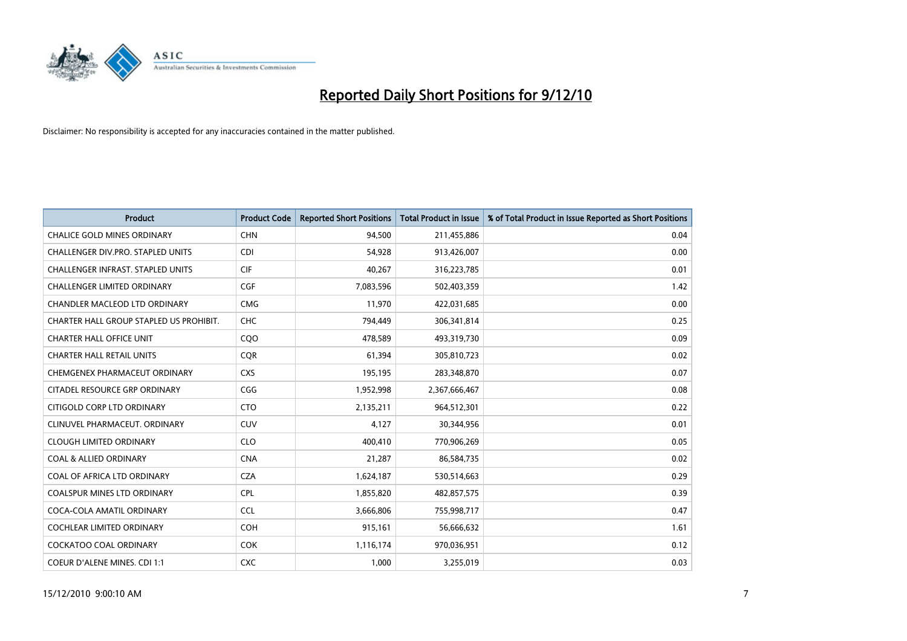# Reported Daily Short Positions for 9/12/10

Disclaimer: No responsibility is accepted for any inaccuracies contained in the matter published.

| Product | Product Code | Reported Short Positions | Total Product in Issue | % of Total Product in Issue Reported as Short Positions |
|---|---|---|---|---|
| CHALICE GOLD MINES ORDINARY | CHN | 94,500 | 211,455,886 | 0.04 |
| CHALLENGER DIV.PRO. STAPLED UNITS | CDI | 54,928 | 913,426,007 | 0.00 |
| CHALLENGER INFRAST. STAPLED UNITS | CIF | 40,267 | 316,223,785 | 0.01 |
| CHALLENGER LIMITED ORDINARY | CGF | 7,083,596 | 502,403,359 | 1.42 |
| CHANDLER MACLEOD LTD ORDINARY | CMG | 11,970 | 422,031,685 | 0.00 |
| CHARTER HALL GROUP STAPLED US PROHIBIT. | CHC | 794,449 | 306,341,814 | 0.25 |
| CHARTER HALL OFFICE UNIT | CQO | 478,589 | 493,319,730 | 0.09 |
| CHARTER HALL RETAIL UNITS | CQR | 61,394 | 305,810,723 | 0.02 |
| CHEMGENEX PHARMACEUT ORDINARY | CXS | 195,195 | 283,348,870 | 0.07 |
| CITADEL RESOURCE GRP ORDINARY | CGG | 1,952,998 | 2,367,666,467 | 0.08 |
| CITIGOLD CORP LTD ORDINARY | CTO | 2,135,211 | 964,512,301 | 0.22 |
| CLINUVEL PHARMACEUT. ORDINARY | CUV | 4,127 | 30,344,956 | 0.01 |
| CLOUGH LIMITED ORDINARY | CLO | 400,410 | 770,906,269 | 0.05 |
| COAL & ALLIED ORDINARY | CNA | 21,287 | 86,584,735 | 0.02 |
| COAL OF AFRICA LTD ORDINARY | CZA | 1,624,187 | 530,514,663 | 0.29 |
| COALSPUR MINES LTD ORDINARY | CPL | 1,855,820 | 482,857,575 | 0.39 |
| COCA-COLA AMATIL ORDINARY | CCL | 3,666,806 | 755,998,717 | 0.47 |
| COCHLEAR LIMITED ORDINARY | COH | 915,161 | 56,666,632 | 1.61 |
| COCKATOO COAL ORDINARY | COK | 1,116,174 | 970,036,951 | 0.12 |
| COEUR D'ALENE MINES. CDI 1:1 | CXC | 1,000 | 3,255,019 | 0.03 |

15/12/2010 9:00:10 AM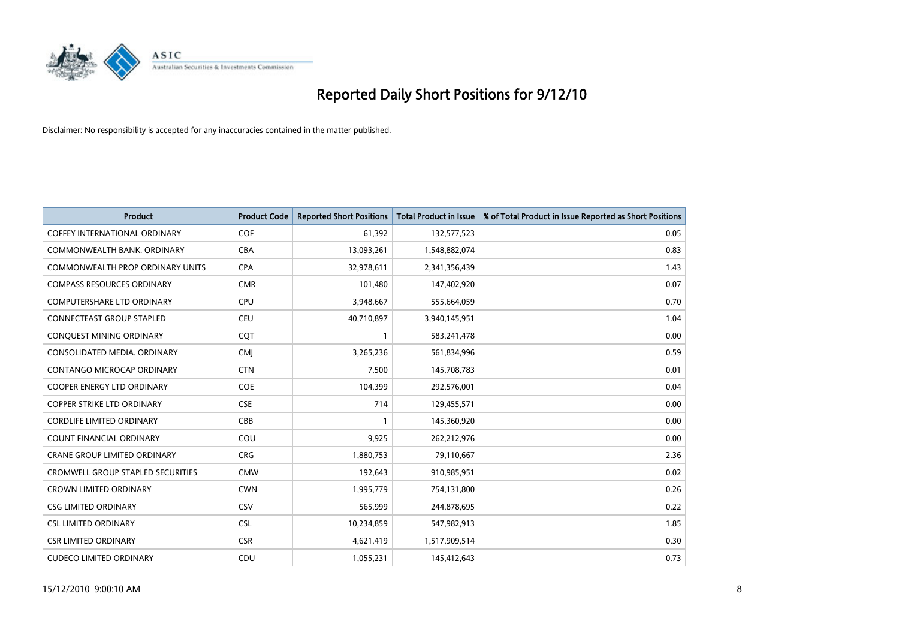# Reported Daily Short Positions for 9/12/10

Disclaimer: No responsibility is accepted for any inaccuracies contained in the matter published.

| Product | Product Code | Reported Short Positions | Total Product in Issue | % of Total Product in Issue Reported as Short Positions |
|---|---|---|---|---|
| COFFEY INTERNATIONAL ORDINARY | COF | 61,392 | 132,577,523 | 0.05 |
| COMMONWEALTH BANK. ORDINARY | CBA | 13,093,261 | 1,548,882,074 | 0.83 |
| COMMONWEALTH PROP ORDINARY UNITS | CPA | 32,978,611 | 2,341,356,439 | 1.43 |
| COMPASS RESOURCES ORDINARY | CMR | 101,480 | 147,402,920 | 0.07 |
| COMPUTERSHARE LTD ORDINARY | CPU | 3,948,667 | 555,664,059 | 0.70 |
| CONNECTEAST GROUP STAPLED | CEU | 40,710,897 | 3,940,145,951 | 1.04 |
| CONQUEST MINING ORDINARY | CQT | 1 | 583,241,478 | 0.00 |
| CONSOLIDATED MEDIA. ORDINARY | CMJ | 3,265,236 | 561,834,996 | 0.59 |
| CONTANGO MICROCAP ORDINARY | CTN | 7,500 | 145,708,783 | 0.01 |
| COOPER ENERGY LTD ORDINARY | COE | 104,399 | 292,576,001 | 0.04 |
| COPPER STRIKE LTD ORDINARY | CSE | 714 | 129,455,571 | 0.00 |
| CORDLIFE LIMITED ORDINARY | CBB | 1 | 145,360,920 | 0.00 |
| COUNT FINANCIAL ORDINARY | COU | 9,925 | 262,212,976 | 0.00 |
| CRANE GROUP LIMITED ORDINARY | CRG | 1,880,753 | 79,110,667 | 2.36 |
| CROMWELL GROUP STAPLED SECURITIES | CMW | 192,643 | 910,985,951 | 0.02 |
| CROWN LIMITED ORDINARY | CWN | 1,995,779 | 754,131,800 | 0.26 |
| CSG LIMITED ORDINARY | CSV | 565,999 | 244,878,695 | 0.22 |
| CSL LIMITED ORDINARY | CSL | 10,234,859 | 547,982,913 | 1.85 |
| CSR LIMITED ORDINARY | CSR | 4,621,419 | 1,517,909,514 | 0.30 |
| CUDECO LIMITED ORDINARY | CDU | 1,055,231 | 145,412,643 | 0.73 |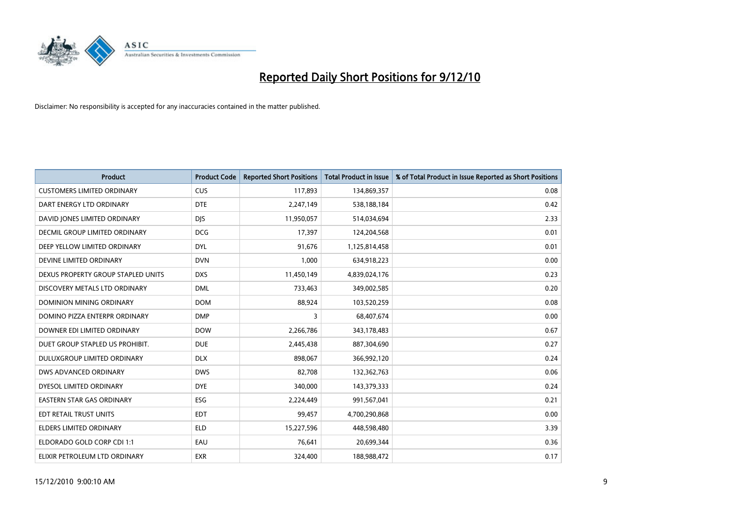# Reported Daily Short Positions for 9/12/10

Disclaimer: No responsibility is accepted for any inaccuracies contained in the matter published.

| Product | Product Code | Reported Short Positions | Total Product in Issue | % of Total Product in Issue Reported as Short Positions |
|---|---|---|---|---|
| CUSTOMERS LIMITED ORDINARY | CUS | 117,893 | 134,869,357 | 0.08 |
| DART ENERGY LTD ORDINARY | DTE | 2,247,149 | 538,188,184 | 0.42 |
| DAVID JONES LIMITED ORDINARY | DJS | 11,950,057 | 514,034,694 | 2.33 |
| DECMIL GROUP LIMITED ORDINARY | DCG | 17,397 | 124,204,568 | 0.01 |
| DEEP YELLOW LIMITED ORDINARY | DYL | 91,676 | 1,125,814,458 | 0.01 |
| DEVINE LIMITED ORDINARY | DVN | 1,000 | 634,918,223 | 0.00 |
| DEXUS PROPERTY GROUP STAPLED UNITS | DXS | 11,450,149 | 4,839,024,176 | 0.23 |
| DISCOVERY METALS LTD ORDINARY | DML | 733,463 | 349,002,585 | 0.20 |
| DOMINION MINING ORDINARY | DOM | 88,924 | 103,520,259 | 0.08 |
| DOMINO PIZZA ENTERPR ORDINARY | DMP | 3 | 68,407,674 | 0.00 |
| DOWNER EDI LIMITED ORDINARY | DOW | 2,266,786 | 343,178,483 | 0.67 |
| DUET GROUP STAPLED US PROHIBIT. | DUE | 2,445,438 | 887,304,690 | 0.27 |
| DULUXGROUP LIMITED ORDINARY | DLX | 898,067 | 366,992,120 | 0.24 |
| DWS ADVANCED ORDINARY | DWS | 82,708 | 132,362,763 | 0.06 |
| DYESOL LIMITED ORDINARY | DYE | 340,000 | 143,379,333 | 0.24 |
| EASTERN STAR GAS ORDINARY | ESG | 2,224,449 | 991,567,041 | 0.21 |
| EDT RETAIL TRUST UNITS | EDT | 99,457 | 4,700,290,868 | 0.00 |
| ELDERS LIMITED ORDINARY | ELD | 15,227,596 | 448,598,480 | 3.39 |
| ELDORADO GOLD CORP CDI 1:1 | EAU | 76,641 | 20,699,344 | 0.36 |
| ELIXIR PETROLEUM LTD ORDINARY | EXR | 324,400 | 188,988,472 | 0.17 |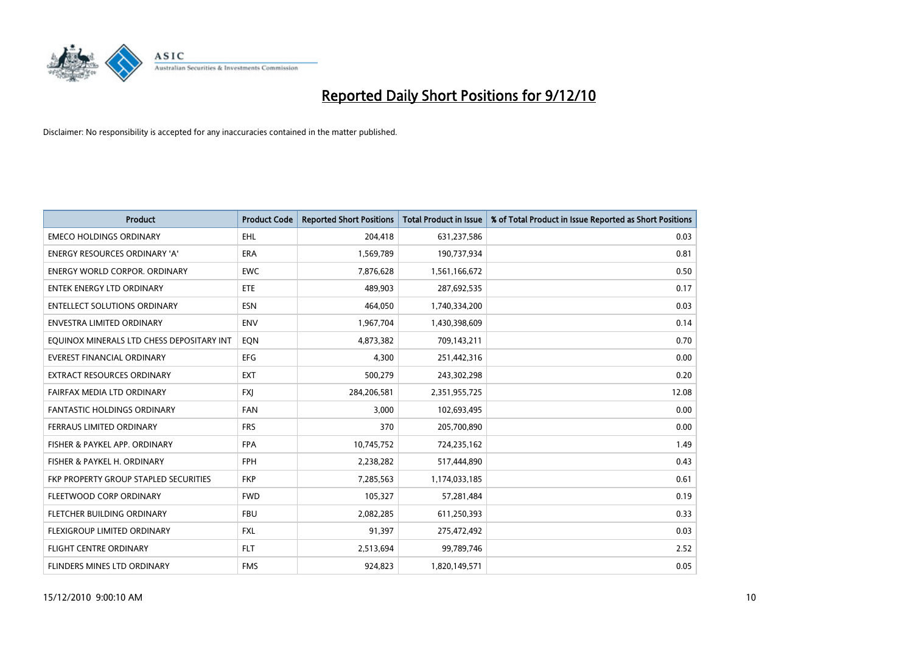# Reported Daily Short Positions for 9/12/10

Disclaimer: No responsibility is accepted for any inaccuracies contained in the matter published.

| Product | Product Code | Reported Short Positions | Total Product in Issue | % of Total Product in Issue Reported as Short Positions |
|---|---|---|---|---|
| EMECO HOLDINGS ORDINARY | EHL | 204,418 | 631,237,586 | 0.03 |
| ENERGY RESOURCES ORDINARY 'A' | ERA | 1,569,789 | 190,737,934 | 0.81 |
| ENERGY WORLD CORPOR. ORDINARY | EWC | 7,876,628 | 1,561,166,672 | 0.50 |
| ENTEK ENERGY LTD ORDINARY | ETE | 489,903 | 287,692,535 | 0.17 |
| ENTELLECT SOLUTIONS ORDINARY | ESN | 464,050 | 1,740,334,200 | 0.03 |
| ENVESTRA LIMITED ORDINARY | ENV | 1,967,704 | 1,430,398,609 | 0.14 |
| EQUINOX MINERALS LTD CHESS DEPOSITARY INT | EQN | 4,873,382 | 709,143,211 | 0.70 |
| EVEREST FINANCIAL ORDINARY | EFG | 4,300 | 251,442,316 | 0.00 |
| EXTRACT RESOURCES ORDINARY | EXT | 500,279 | 243,302,298 | 0.20 |
| FAIRFAX MEDIA LTD ORDINARY | FXJ | 284,206,581 | 2,351,955,725 | 12.08 |
| FANTASTIC HOLDINGS ORDINARY | FAN | 3,000 | 102,693,495 | 0.00 |
| FERRAUS LIMITED ORDINARY | FRS | 370 | 205,700,890 | 0.00 |
| FISHER & PAYKEL APP. ORDINARY | FPA | 10,745,752 | 724,235,162 | 1.49 |
| FISHER & PAYKEL H. ORDINARY | FPH | 2,238,282 | 517,444,890 | 0.43 |
| FKP PROPERTY GROUP STAPLED SECURITIES | FKP | 7,285,563 | 1,174,033,185 | 0.61 |
| FLEETWOOD CORP ORDINARY | FWD | 105,327 | 57,281,484 | 0.19 |
| FLETCHER BUILDING ORDINARY | FBU | 2,082,285 | 611,250,393 | 0.33 |
| FLEXIGROUP LIMITED ORDINARY | FXL | 91,397 | 275,472,492 | 0.03 |
| FLIGHT CENTRE ORDINARY | FLT | 2,513,694 | 99,789,746 | 2.52 |
| FLINDERS MINES LTD ORDINARY | FMS | 924,823 | 1,820,149,571 | 0.05 |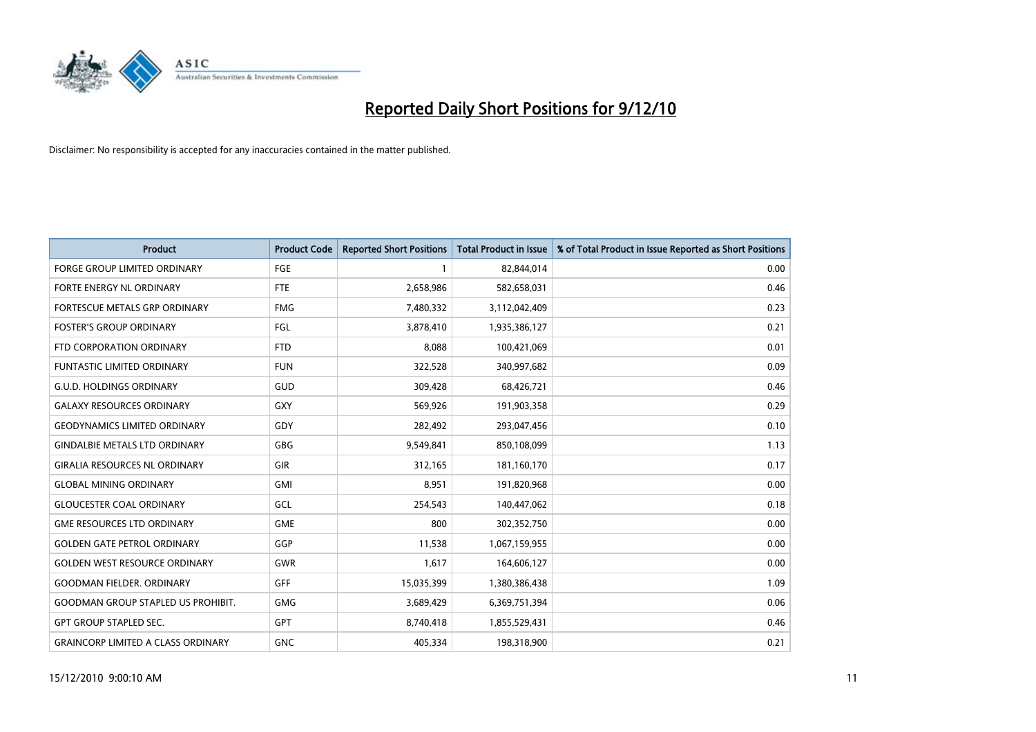# Reported Daily Short Positions for 9/12/10

Disclaimer: No responsibility is accepted for any inaccuracies contained in the matter published.

| Product | Product Code | Reported Short Positions | Total Product in Issue | % of Total Product in Issue Reported as Short Positions |
|---|---|---|---|---|
| FORGE GROUP LIMITED ORDINARY | FGE | 1 | 82,844,014 | 0.00 |
| FORTE ENERGY NL ORDINARY | FTE | 2,658,986 | 582,658,031 | 0.46 |
| FORTESCUE METALS GRP ORDINARY | FMG | 7,480,332 | 3,112,042,409 | 0.23 |
| FOSTER'S GROUP ORDINARY | FGL | 3,878,410 | 1,935,386,127 | 0.21 |
| FTD CORPORATION ORDINARY | FTD | 8,088 | 100,421,069 | 0.01 |
| FUNTASTIC LIMITED ORDINARY | FUN | 322,528 | 340,997,682 | 0.09 |
| G.U.D. HOLDINGS ORDINARY | GUD | 309,428 | 68,426,721 | 0.46 |
| GALAXY RESOURCES ORDINARY | GXY | 569,926 | 191,903,358 | 0.29 |
| GEODYNAMICS LIMITED ORDINARY | GDY | 282,492 | 293,047,456 | 0.10 |
| GINDALBIE METALS LTD ORDINARY | GBG | 9,549,841 | 850,108,099 | 1.13 |
| GIRALIA RESOURCES NL ORDINARY | GIR | 312,165 | 181,160,170 | 0.17 |
| GLOBAL MINING ORDINARY | GMI | 8,951 | 191,820,968 | 0.00 |
| GLOUCESTER COAL ORDINARY | GCL | 254,543 | 140,447,062 | 0.18 |
| GME RESOURCES LTD ORDINARY | GME | 800 | 302,352,750 | 0.00 |
| GOLDEN GATE PETROL ORDINARY | GGP | 11,538 | 1,067,159,955 | 0.00 |
| GOLDEN WEST RESOURCE ORDINARY | GWR | 1,617 | 164,606,127 | 0.00 |
| GOODMAN FIELDER. ORDINARY | GFF | 15,035,399 | 1,380,386,438 | 1.09 |
| GOODMAN GROUP STAPLED US PROHIBIT. | GMG | 3,689,429 | 6,369,751,394 | 0.06 |
| GPT GROUP STAPLED SEC. | GPT | 8,740,418 | 1,855,529,431 | 0.46 |
| GRAINCORP LIMITED A CLASS ORDINARY | GNC | 405,334 | 198,318,900 | 0.21 |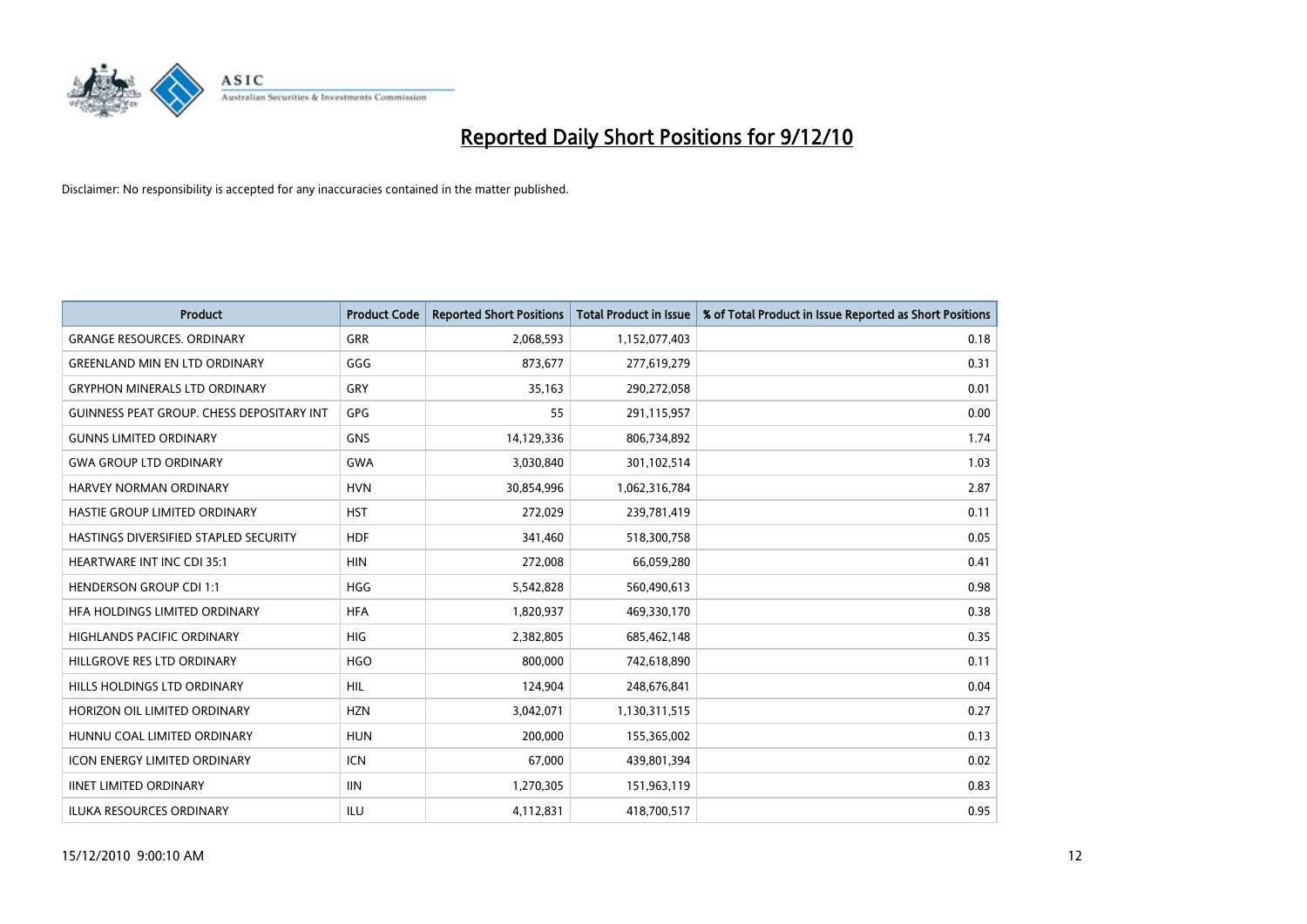# Reported Daily Short Positions for 9/12/10

Disclaimer: No responsibility is accepted for any inaccuracies contained in the matter published.

| Product | Product Code | Reported Short Positions | Total Product in Issue | % of Total Product in Issue Reported as Short Positions |
|---|---|---|---|---|
| GRANGE RESOURCES. ORDINARY | GRR | 2,068,593 | 1,152,077,403 | 0.18 |
| GREENLAND MIN EN LTD ORDINARY | GGG | 873,677 | 277,619,279 | 0.31 |
| GRYPHON MINERALS LTD ORDINARY | GRY | 35,163 | 290,272,058 | 0.01 |
| GUINNESS PEAT GROUP. CHESS DEPOSITARY INT | GPG | 55 | 291,115,957 | 0.00 |
| GUNNS LIMITED ORDINARY | GNS | 14,129,336 | 806,734,892 | 1.74 |
| GWA GROUP LTD ORDINARY | GWA | 3,030,840 | 301,102,514 | 1.03 |
| HARVEY NORMAN ORDINARY | HVN | 30,854,996 | 1,062,316,784 | 2.87 |
| HASTIE GROUP LIMITED ORDINARY | HST | 272,029 | 239,781,419 | 0.11 |
| HASTINGS DIVERSIFIED STAPLED SECURITY | HDF | 341,460 | 518,300,758 | 0.05 |
| HEARTWARE INT INC CDI 35:1 | HIN | 272,008 | 66,059,280 | 0.41 |
| HENDERSON GROUP CDI 1:1 | HGG | 5,542,828 | 560,490,613 | 0.98 |
| HFA HOLDINGS LIMITED ORDINARY | HFA | 1,820,937 | 469,330,170 | 0.38 |
| HIGHLANDS PACIFIC ORDINARY | HIG | 2,382,805 | 685,462,148 | 0.35 |
| HILLGROVE RES LTD ORDINARY | HGO | 800,000 | 742,618,890 | 0.11 |
| HILLS HOLDINGS LTD ORDINARY | HIL | 124,904 | 248,676,841 | 0.04 |
| HORIZON OIL LIMITED ORDINARY | HZN | 3,042,071 | 1,130,311,515 | 0.27 |
| HUNNU COAL LIMITED ORDINARY | HUN | 200,000 | 155,365,002 | 0.13 |
| ICON ENERGY LIMITED ORDINARY | ICN | 67,000 | 439,801,394 | 0.02 |
| IINET LIMITED ORDINARY | IIN | 1,270,305 | 151,963,119 | 0.83 |
| ILUKA RESOURCES ORDINARY | ILU | 4,112,831 | 418,700,517 | 0.95 |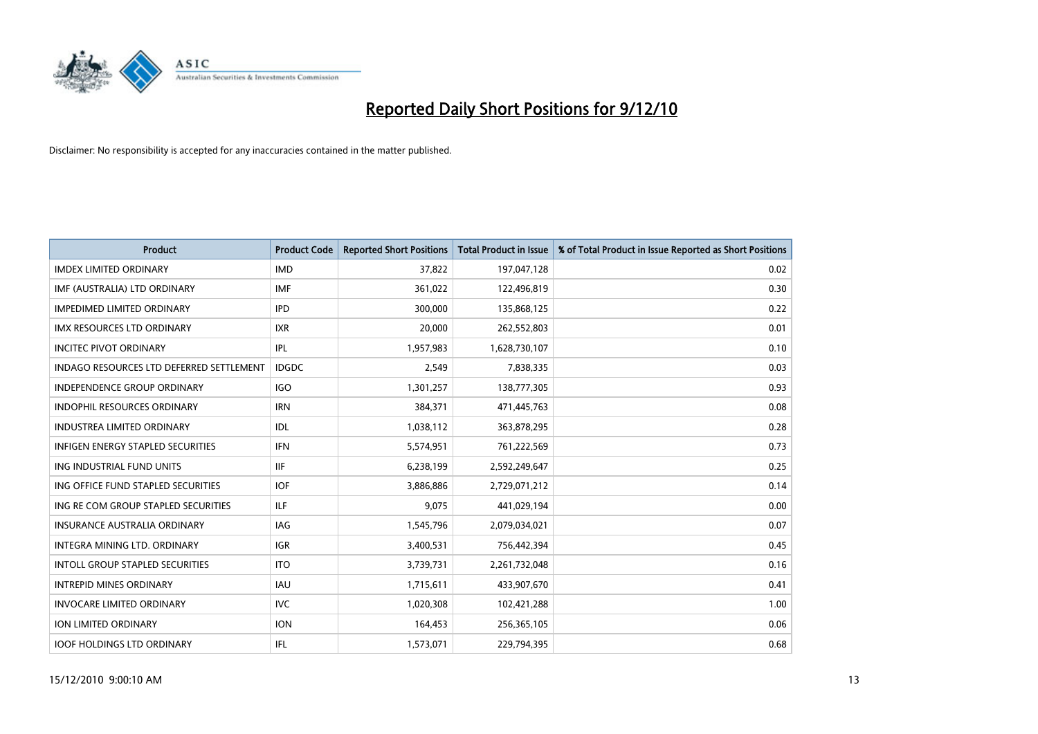# Reported Daily Short Positions for 9/12/10

Disclaimer: No responsibility is accepted for any inaccuracies contained in the matter published.

| Product | Product Code | Reported Short Positions | Total Product in Issue | % of Total Product in Issue Reported as Short Positions |
|---|---|---|---|---|
| IMDEX LIMITED ORDINARY | IMD | 37,822 | 197,047,128 | 0.02 |
| IMF (AUSTRALIA) LTD ORDINARY | IMF | 361,022 | 122,496,819 | 0.30 |
| IMPEDIMED LIMITED ORDINARY | IPD | 300,000 | 135,868,125 | 0.22 |
| IMX RESOURCES LTD ORDINARY | IXR | 20,000 | 262,552,803 | 0.01 |
| INCITEC PIVOT ORDINARY | IPL | 1,957,983 | 1,628,730,107 | 0.10 |
| INDAGO RESOURCES LTD DEFERRED SETTLEMENT | IDGDC | 2,549 | 7,838,335 | 0.03 |
| INDEPENDENCE GROUP ORDINARY | IGO | 1,301,257 | 138,777,305 | 0.93 |
| INDOPHIL RESOURCES ORDINARY | IRN | 384,371 | 471,445,763 | 0.08 |
| INDUSTREA LIMITED ORDINARY | IDL | 1,038,112 | 363,878,295 | 0.28 |
| INFIGEN ENERGY STAPLED SECURITIES | IFN | 5,574,951 | 761,222,569 | 0.73 |
| ING INDUSTRIAL FUND UNITS | IIF | 6,238,199 | 2,592,249,647 | 0.25 |
| ING OFFICE FUND STAPLED SECURITIES | IOF | 3,886,886 | 2,729,071,212 | 0.14 |
| ING RE COM GROUP STAPLED SECURITIES | ILF | 9,075 | 441,029,194 | 0.00 |
| INSURANCE AUSTRALIA ORDINARY | IAG | 1,545,796 | 2,079,034,021 | 0.07 |
| INTEGRA MINING LTD. ORDINARY | IGR | 3,400,531 | 756,442,394 | 0.45 |
| INTOLL GROUP STAPLED SECURITIES | ITO | 3,739,731 | 2,261,732,048 | 0.16 |
| INTREPID MINES ORDINARY | IAU | 1,715,611 | 433,907,670 | 0.41 |
| INVOCARE LIMITED ORDINARY | IVC | 1,020,308 | 102,421,288 | 1.00 |
| ION LIMITED ORDINARY | ION | 164,453 | 256,365,105 | 0.06 |
| IOOF HOLDINGS LTD ORDINARY | IFL | 1,573,071 | 229,794,395 | 0.68 |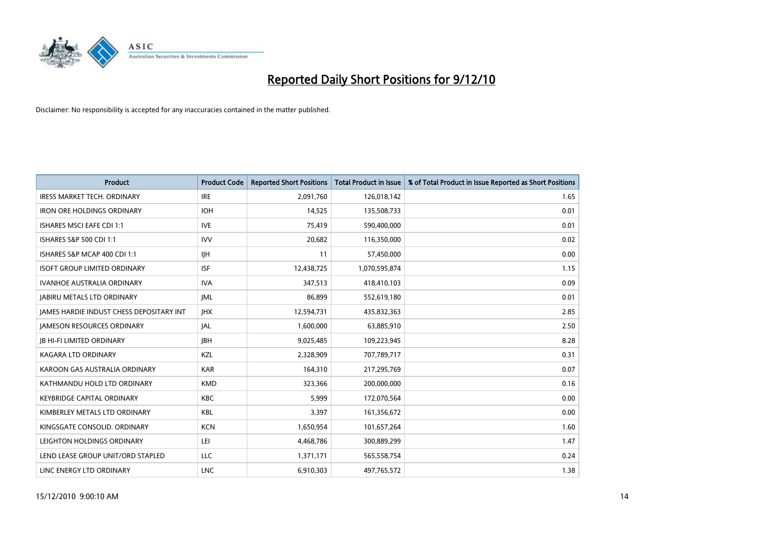# Reported Daily Short Positions for 9/12/10

Disclaimer: No responsibility is accepted for any inaccuracies contained in the matter published.

| Product | Product Code | Reported Short Positions | Total Product in Issue | % of Total Product in Issue Reported as Short Positions |
|---|---|---|---|---|
| IRESS MARKET TECH. ORDINARY | IRE | 2,091,760 | 126,018,142 | 1.65 |
| IRON ORE HOLDINGS ORDINARY | IOH | 14,525 | 135,508,733 | 0.01 |
| ISHARES MSCI EAFE CDI 1:1 | IVE | 75,419 | 590,400,000 | 0.01 |
| ISHARES S&P 500 CDI 1:1 | IVV | 20,682 | 116,350,000 | 0.02 |
| ISHARES S&P MCAP 400 CDI 1:1 | IJH | 11 | 57,450,000 | 0.00 |
| ISOFT GROUP LIMITED ORDINARY | ISF | 12,438,725 | 1,070,595,874 | 1.15 |
| IVANHOE AUSTRALIA ORDINARY | IVA | 347,513 | 418,410,103 | 0.09 |
| JABIRU METALS LTD ORDINARY | JML | 86,899 | 552,619,180 | 0.01 |
| JAMES HARDIE INDUST CHESS DEPOSITARY INT | JHX | 12,594,731 | 435,832,363 | 2.85 |
| JAMESON RESOURCES ORDINARY | JAL | 1,600,000 | 63,885,910 | 2.50 |
| JB HI-FI LIMITED ORDINARY | JBH | 9,025,485 | 109,223,945 | 8.28 |
| KAGARA LTD ORDINARY | KZL | 2,328,909 | 707,789,717 | 0.31 |
| KAROON GAS AUSTRALIA ORDINARY | KAR | 164,310 | 217,295,769 | 0.07 |
| KATHMANDU HOLD LTD ORDINARY | KMD | 323,366 | 200,000,000 | 0.16 |
| KEYBRIDGE CAPITAL ORDINARY | KBC | 5,999 | 172,070,564 | 0.00 |
| KIMBERLEY METALS LTD ORDINARY | KBL | 3,397 | 161,356,672 | 0.00 |
| KINGSGATE CONSOLID. ORDINARY | KCN | 1,650,954 | 101,657,264 | 1.60 |
| LEIGHTON HOLDINGS ORDINARY | LEI | 4,468,786 | 300,889,299 | 1.47 |
| LEND LEASE GROUP UNIT/ORD STAPLED | LLC | 1,371,171 | 565,558,754 | 0.24 |
| LINC ENERGY LTD ORDINARY | LNC | 6,910,303 | 497,765,572 | 1.38 |

15/12/2010 9:00:10 AM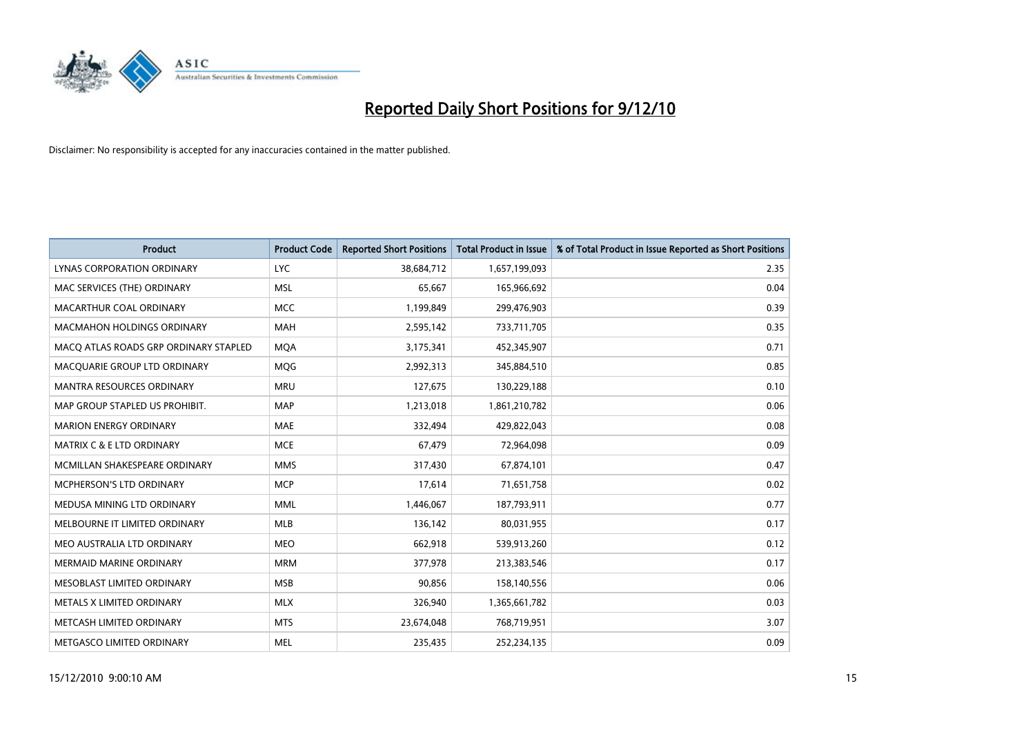# Reported Daily Short Positions for 9/12/10

Disclaimer: No responsibility is accepted for any inaccuracies contained in the matter published.

| Product | Product Code | Reported Short Positions | Total Product in Issue | % of Total Product in Issue Reported as Short Positions |
|---|---|---|---|---|
| LYNAS CORPORATION ORDINARY | LYC | 38,684,712 | 1,657,199,093 | 2.35 |
| MAC SERVICES (THE) ORDINARY | MSL | 65,667 | 165,966,692 | 0.04 |
| MACARTHUR COAL ORDINARY | MCC | 1,199,849 | 299,476,903 | 0.39 |
| MACMAHON HOLDINGS ORDINARY | MAH | 2,595,142 | 733,711,705 | 0.35 |
| MACQ ATLAS ROADS GRP ORDINARY STAPLED | MQA | 3,175,341 | 452,345,907 | 0.71 |
| MACQUARIE GROUP LTD ORDINARY | MQG | 2,992,313 | 345,884,510 | 0.85 |
| MANTRA RESOURCES ORDINARY | MRU | 127,675 | 130,229,188 | 0.10 |
| MAP GROUP STAPLED US PROHIBIT. | MAP | 1,213,018 | 1,861,210,782 | 0.06 |
| MARION ENERGY ORDINARY | MAE | 332,494 | 429,822,043 | 0.08 |
| MATRIX C & E LTD ORDINARY | MCE | 67,479 | 72,964,098 | 0.09 |
| MCMILLAN SHAKESPEARE ORDINARY | MMS | 317,430 | 67,874,101 | 0.47 |
| MCPHERSON'S LTD ORDINARY | MCP | 17,614 | 71,651,758 | 0.02 |
| MEDUSA MINING LTD ORDINARY | MML | 1,446,067 | 187,793,911 | 0.77 |
| MELBOURNE IT LIMITED ORDINARY | MLB | 136,142 | 80,031,955 | 0.17 |
| MEO AUSTRALIA LTD ORDINARY | MEO | 662,918 | 539,913,260 | 0.12 |
| MERMAID MARINE ORDINARY | MRM | 377,978 | 213,383,546 | 0.17 |
| MESOBLAST LIMITED ORDINARY | MSB | 90,856 | 158,140,556 | 0.06 |
| METALS X LIMITED ORDINARY | MLX | 326,940 | 1,365,661,782 | 0.03 |
| METCASH LIMITED ORDINARY | MTS | 23,674,048 | 768,719,951 | 3.07 |
| METGASCO LIMITED ORDINARY | MEL | 235,435 | 252,234,135 | 0.09 |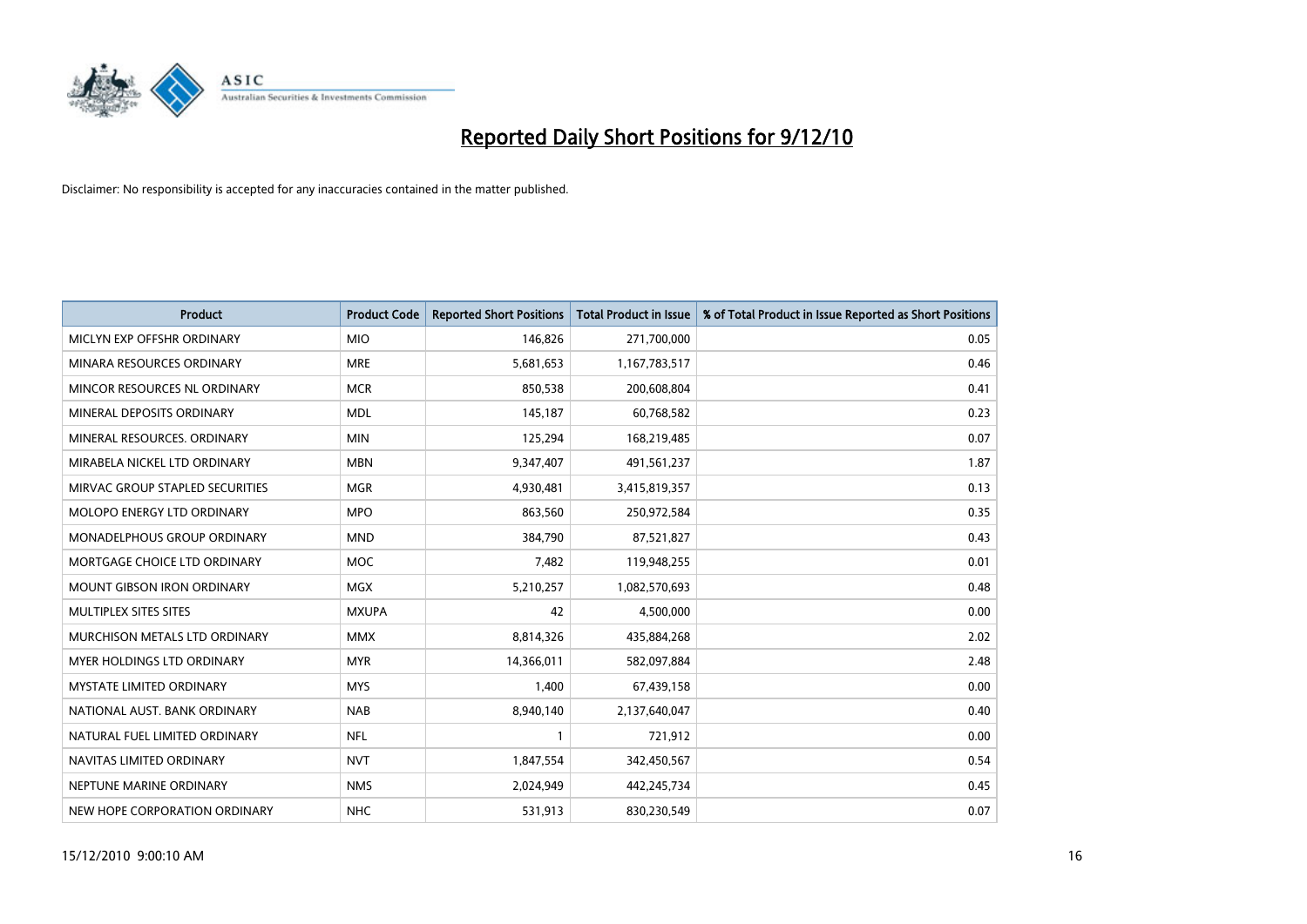# Reported Daily Short Positions for 9/12/10

Disclaimer: No responsibility is accepted for any inaccuracies contained in the matter published.

| Product | Product Code | Reported Short Positions | Total Product in Issue | % of Total Product in Issue Reported as Short Positions |
|---|---|---|---|---|
| MICLYN EXP OFFSHR ORDINARY | MIO | 146,826 | 271,700,000 | 0.05 |
| MINARA RESOURCES ORDINARY | MRE | 5,681,653 | 1,167,783,517 | 0.46 |
| MINCOR RESOURCES NL ORDINARY | MCR | 850,538 | 200,608,804 | 0.41 |
| MINERAL DEPOSITS ORDINARY | MDL | 145,187 | 60,768,582 | 0.23 |
| MINERAL RESOURCES. ORDINARY | MIN | 125,294 | 168,219,485 | 0.07 |
| MIRABELA NICKEL LTD ORDINARY | MBN | 9,347,407 | 491,561,237 | 1.87 |
| MIRVAC GROUP STAPLED SECURITIES | MGR | 4,930,481 | 3,415,819,357 | 0.13 |
| MOLOPO ENERGY LTD ORDINARY | MPO | 863,560 | 250,972,584 | 0.35 |
| MONADELPHOUS GROUP ORDINARY | MND | 384,790 | 87,521,827 | 0.43 |
| MORTGAGE CHOICE LTD ORDINARY | MOC | 7,482 | 119,948,255 | 0.01 |
| MOUNT GIBSON IRON ORDINARY | MGX | 5,210,257 | 1,082,570,693 | 0.48 |
| MULTIPLEX SITES SITES | MXUPA | 42 | 4,500,000 | 0.00 |
| MURCHISON METALS LTD ORDINARY | MMX | 8,814,326 | 435,884,268 | 2.02 |
| MYER HOLDINGS LTD ORDINARY | MYR | 14,366,011 | 582,097,884 | 2.48 |
| MYSTATE LIMITED ORDINARY | MYS | 1,400 | 67,439,158 | 0.00 |
| NATIONAL AUST. BANK ORDINARY | NAB | 8,940,140 | 2,137,640,047 | 0.40 |
| NATURAL FUEL LIMITED ORDINARY | NFL | 1 | 721,912 | 0.00 |
| NAVITAS LIMITED ORDINARY | NVT | 1,847,554 | 342,450,567 | 0.54 |
| NEPTUNE MARINE ORDINARY | NMS | 2,024,949 | 442,245,734 | 0.45 |
| NEW HOPE CORPORATION ORDINARY | NHC | 531,913 | 830,230,549 | 0.07 |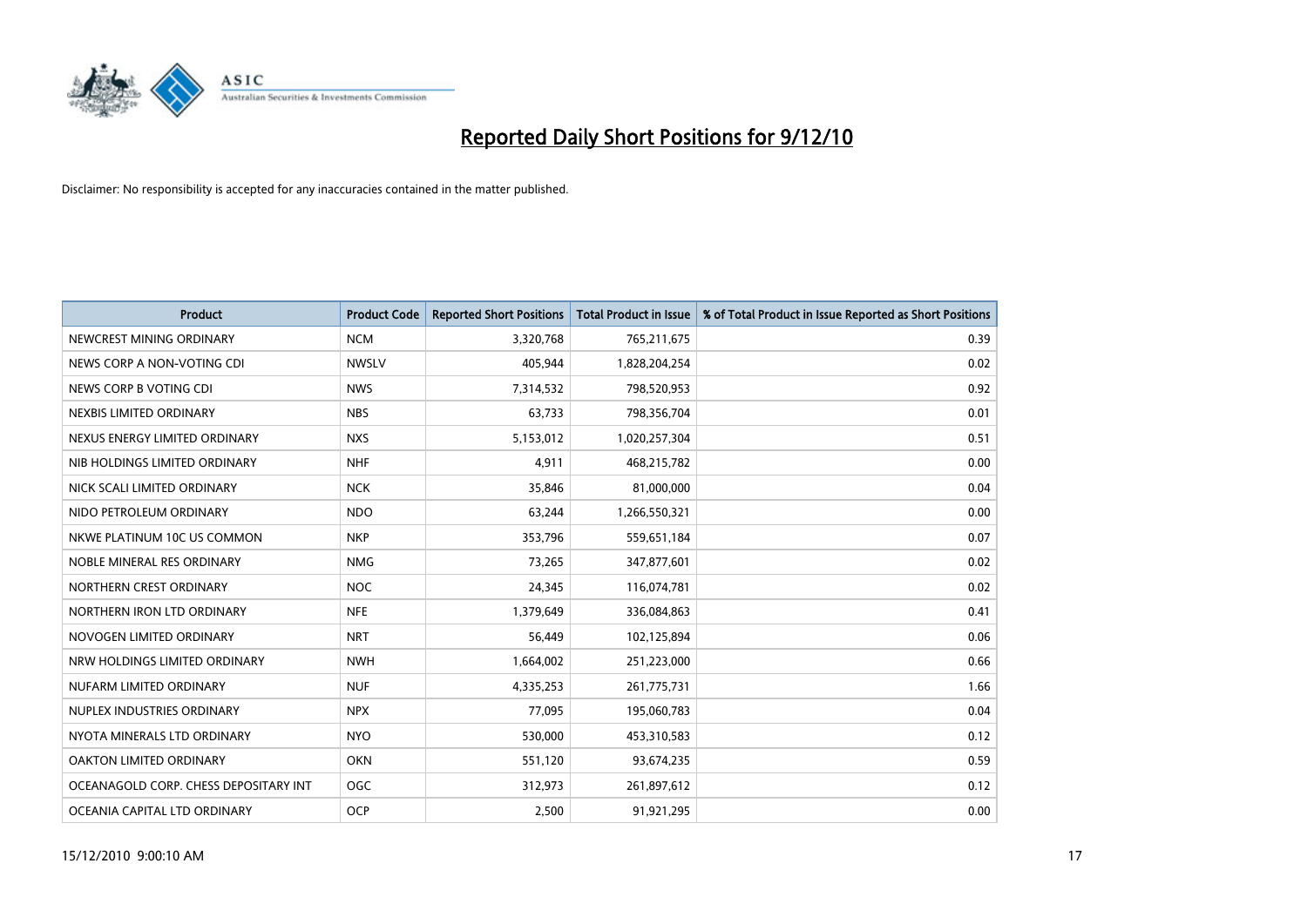# Reported Daily Short Positions for 9/12/10

Disclaimer: No responsibility is accepted for any inaccuracies contained in the matter published.

| Product | Product Code | Reported Short Positions | Total Product in Issue | % of Total Product in Issue Reported as Short Positions |
|---|---|---|---|---|
| NEWCREST MINING ORDINARY | NCM | 3,320,768 | 765,211,675 | 0.39 |
| NEWS CORP A NON-VOTING CDI | NWSLV | 405,944 | 1,828,204,254 | 0.02 |
| NEWS CORP B VOTING CDI | NWS | 7,314,532 | 798,520,953 | 0.92 |
| NEXBIS LIMITED ORDINARY | NBS | 63,733 | 798,356,704 | 0.01 |
| NEXUS ENERGY LIMITED ORDINARY | NXS | 5,153,012 | 1,020,257,304 | 0.51 |
| NIB HOLDINGS LIMITED ORDINARY | NHF | 4,911 | 468,215,782 | 0.00 |
| NICK SCALI LIMITED ORDINARY | NCK | 35,846 | 81,000,000 | 0.04 |
| NIDO PETROLEUM ORDINARY | NDO | 63,244 | 1,266,550,321 | 0.00 |
| NKWE PLATINUM 10C US COMMON | NKP | 353,796 | 559,651,184 | 0.07 |
| NOBLE MINERAL RES ORDINARY | NMG | 73,265 | 347,877,601 | 0.02 |
| NORTHERN CREST ORDINARY | NOC | 24,345 | 116,074,781 | 0.02 |
| NORTHERN IRON LTD ORDINARY | NFE | 1,379,649 | 336,084,863 | 0.41 |
| NOVOGEN LIMITED ORDINARY | NRT | 56,449 | 102,125,894 | 0.06 |
| NRW HOLDINGS LIMITED ORDINARY | NWH | 1,664,002 | 251,223,000 | 0.66 |
| NUFARM LIMITED ORDINARY | NUF | 4,335,253 | 261,775,731 | 1.66 |
| NUPLEX INDUSTRIES ORDINARY | NPX | 77,095 | 195,060,783 | 0.04 |
| NYOTA MINERALS LTD ORDINARY | NYO | 530,000 | 453,310,583 | 0.12 |
| OAKTON LIMITED ORDINARY | OKN | 551,120 | 93,674,235 | 0.59 |
| OCEANAGOLD CORP. CHESS DEPOSITARY INT | OGC | 312,973 | 261,897,612 | 0.12 |
| OCEANIA CAPITAL LTD ORDINARY | OCP | 2,500 | 91,921,295 | 0.00 |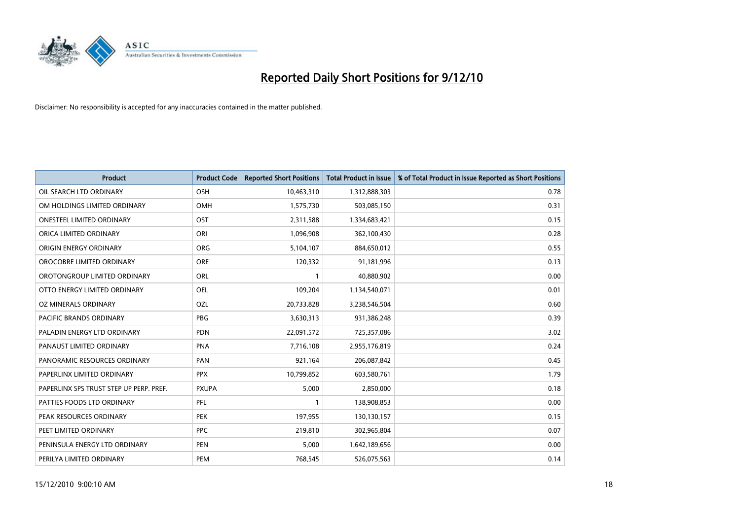# Reported Daily Short Positions for 9/12/10

Disclaimer: No responsibility is accepted for any inaccuracies contained in the matter published.

| Product | Product Code | Reported Short Positions | Total Product in Issue | % of Total Product in Issue Reported as Short Positions |
|---|---|---|---|---|
| OIL SEARCH LTD ORDINARY | OSH | 10,463,310 | 1,312,888,303 | 0.78 |
| OM HOLDINGS LIMITED ORDINARY | OMH | 1,575,730 | 503,085,150 | 0.31 |
| ONESTEEL LIMITED ORDINARY | OST | 2,311,588 | 1,334,683,421 | 0.15 |
| ORICA LIMITED ORDINARY | ORI | 1,096,908 | 362,100,430 | 0.28 |
| ORIGIN ENERGY ORDINARY | ORG | 5,104,107 | 884,650,012 | 0.55 |
| OROCOBRE LIMITED ORDINARY | ORE | 120,332 | 91,181,996 | 0.13 |
| OROTONGROUP LIMITED ORDINARY | ORL | 1 | 40,880,902 | 0.00 |
| OTTO ENERGY LIMITED ORDINARY | OEL | 109,204 | 1,134,540,071 | 0.01 |
| OZ MINERALS ORDINARY | OZL | 20,733,828 | 3,238,546,504 | 0.60 |
| PACIFIC BRANDS ORDINARY | PBG | 3,630,313 | 931,386,248 | 0.39 |
| PALADIN ENERGY LTD ORDINARY | PDN | 22,091,572 | 725,357,086 | 3.02 |
| PANAUST LIMITED ORDINARY | PNA | 7,716,108 | 2,955,176,819 | 0.24 |
| PANORAMIC RESOURCES ORDINARY | PAN | 921,164 | 206,087,842 | 0.45 |
| PAPERLINX LIMITED ORDINARY | PPX | 10,799,852 | 603,580,761 | 1.79 |
| PAPERLINX SPS TRUST STEP UP PERP. PREF. | PXUPA | 5,000 | 2,850,000 | 0.18 |
| PATTIES FOODS LTD ORDINARY | PFL | 1 | 138,908,853 | 0.00 |
| PEAK RESOURCES ORDINARY | PEK | 197,955 | 130,130,157 | 0.15 |
| PEET LIMITED ORDINARY | PPC | 219,810 | 302,965,804 | 0.07 |
| PENINSULA ENERGY LTD ORDINARY | PEN | 5,000 | 1,642,189,656 | 0.00 |
| PERILYA LIMITED ORDINARY | PEM | 768,545 | 526,075,563 | 0.14 |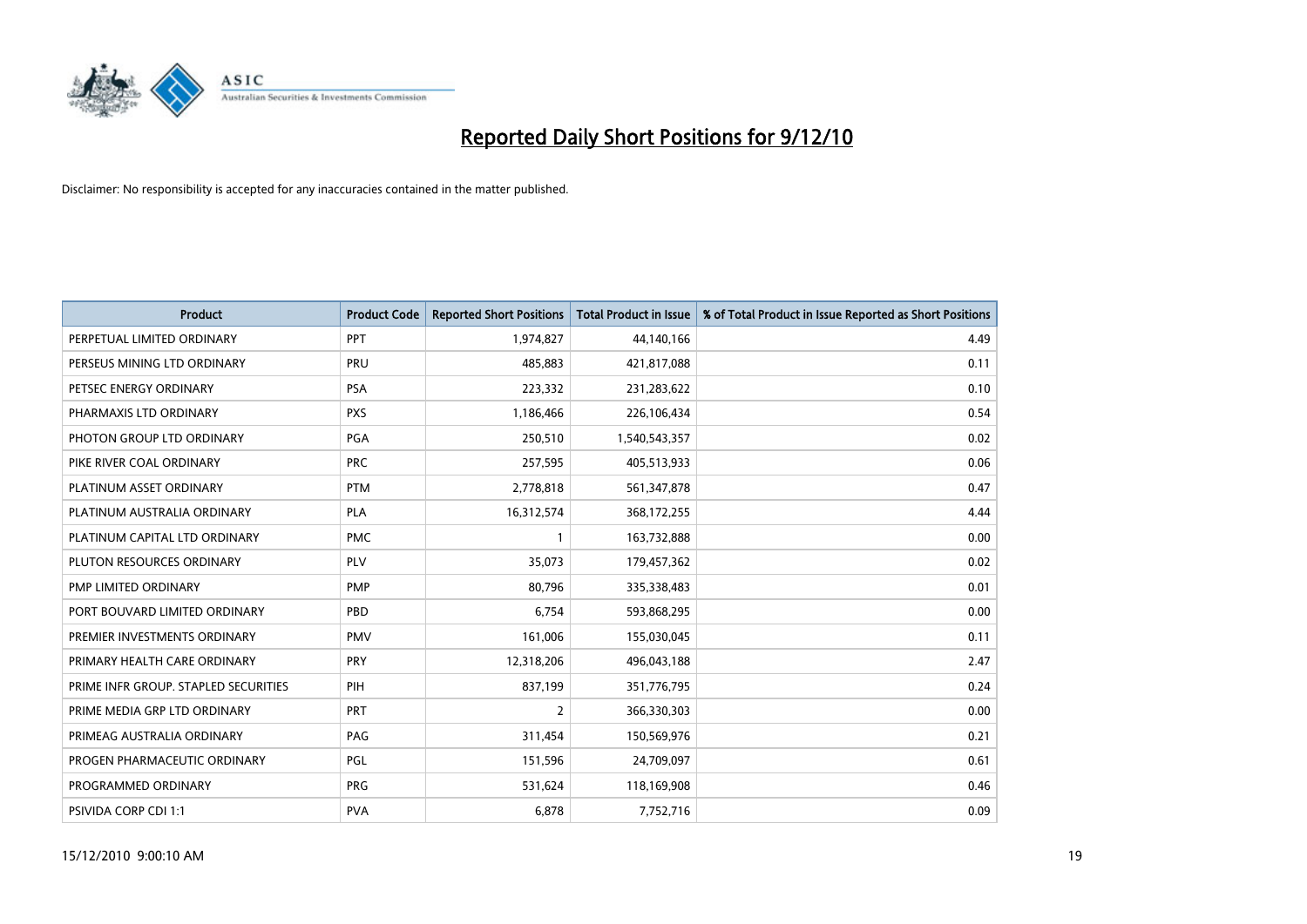# Reported Daily Short Positions for 9/12/10

Disclaimer: No responsibility is accepted for any inaccuracies contained in the matter published.

| Product | Product Code | Reported Short Positions | Total Product in Issue | % of Total Product in Issue Reported as Short Positions |
|---|---|---|---|---|
| PERPETUAL LIMITED ORDINARY | PPT | 1,974,827 | 44,140,166 | 4.49 |
| PERSEUS MINING LTD ORDINARY | PRU | 485,883 | 421,817,088 | 0.11 |
| PETSEC ENERGY ORDINARY | PSA | 223,332 | 231,283,622 | 0.10 |
| PHARMAXIS LTD ORDINARY | PXS | 1,186,466 | 226,106,434 | 0.54 |
| PHOTON GROUP LTD ORDINARY | PGA | 250,510 | 1,540,543,357 | 0.02 |
| PIKE RIVER COAL ORDINARY | PRC | 257,595 | 405,513,933 | 0.06 |
| PLATINUM ASSET ORDINARY | PTM | 2,778,818 | 561,347,878 | 0.47 |
| PLATINUM AUSTRALIA ORDINARY | PLA | 16,312,574 | 368,172,255 | 4.44 |
| PLATINUM CAPITAL LTD ORDINARY | PMC | 1 | 163,732,888 | 0.00 |
| PLUTON RESOURCES ORDINARY | PLV | 35,073 | 179,457,362 | 0.02 |
| PMP LIMITED ORDINARY | PMP | 80,796 | 335,338,483 | 0.01 |
| PORT BOUVARD LIMITED ORDINARY | PBD | 6,754 | 593,868,295 | 0.00 |
| PREMIER INVESTMENTS ORDINARY | PMV | 161,006 | 155,030,045 | 0.11 |
| PRIMARY HEALTH CARE ORDINARY | PRY | 12,318,206 | 496,043,188 | 2.47 |
| PRIME INFR GROUP. STAPLED SECURITIES | PIH | 837,199 | 351,776,795 | 0.24 |
| PRIME MEDIA GRP LTD ORDINARY | PRT | 2 | 366,330,303 | 0.00 |
| PRIMEAG AUSTRALIA ORDINARY | PAG | 311,454 | 150,569,976 | 0.21 |
| PROGEN PHARMACEUTIC ORDINARY | PGL | 151,596 | 24,709,097 | 0.61 |
| PROGRAMMED ORDINARY | PRG | 531,624 | 118,169,908 | 0.46 |
| PSIVIDA CORP CDI 1:1 | PVA | 6,878 | 7,752,716 | 0.09 |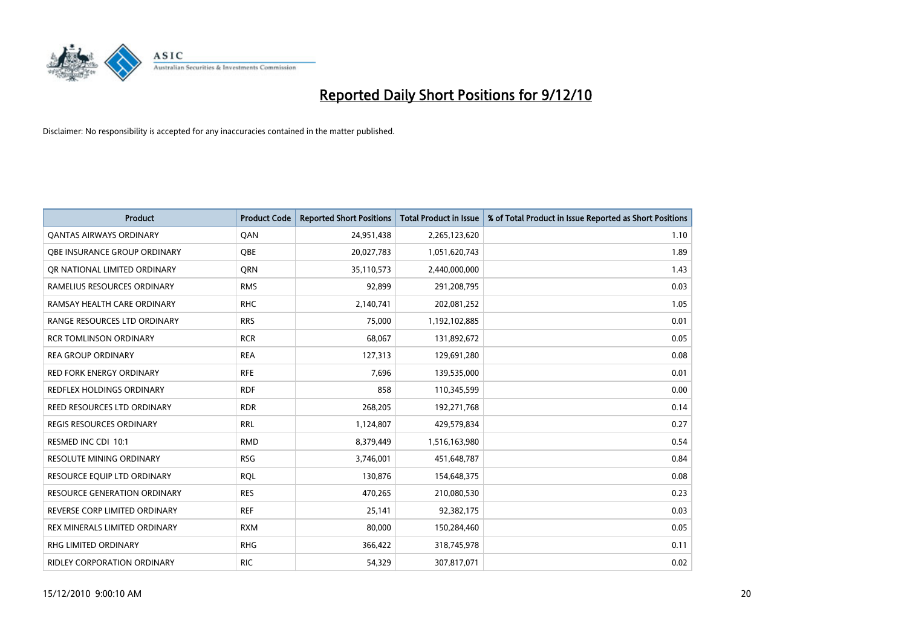# Reported Daily Short Positions for 9/12/10

Disclaimer: No responsibility is accepted for any inaccuracies contained in the matter published.

| Product | Product Code | Reported Short Positions | Total Product in Issue | % of Total Product in Issue Reported as Short Positions |
|---|---|---|---|---|
| QANTAS AIRWAYS ORDINARY | QAN | 24,951,438 | 2,265,123,620 | 1.10 |
| QBE INSURANCE GROUP ORDINARY | QBE | 20,027,783 | 1,051,620,743 | 1.89 |
| QR NATIONAL LIMITED ORDINARY | QRN | 35,110,573 | 2,440,000,000 | 1.43 |
| RAMELIUS RESOURCES ORDINARY | RMS | 92,899 | 291,208,795 | 0.03 |
| RAMSAY HEALTH CARE ORDINARY | RHC | 2,140,741 | 202,081,252 | 1.05 |
| RANGE RESOURCES LTD ORDINARY | RRS | 75,000 | 1,192,102,885 | 0.01 |
| RCR TOMLINSON ORDINARY | RCR | 68,067 | 131,892,672 | 0.05 |
| REA GROUP ORDINARY | REA | 127,313 | 129,691,280 | 0.08 |
| RED FORK ENERGY ORDINARY | RFE | 7,696 | 139,535,000 | 0.01 |
| REDFLEX HOLDINGS ORDINARY | RDF | 858 | 110,345,599 | 0.00 |
| REED RESOURCES LTD ORDINARY | RDR | 268,205 | 192,271,768 | 0.14 |
| REGIS RESOURCES ORDINARY | RRL | 1,124,807 | 429,579,834 | 0.27 |
| RESMED INC CDI 10:1 | RMD | 8,379,449 | 1,516,163,980 | 0.54 |
| RESOLUTE MINING ORDINARY | RSG | 3,746,001 | 451,648,787 | 0.84 |
| RESOURCE EQUIP LTD ORDINARY | RQL | 130,876 | 154,648,375 | 0.08 |
| RESOURCE GENERATION ORDINARY | RES | 470,265 | 210,080,530 | 0.23 |
| REVERSE CORP LIMITED ORDINARY | REF | 25,141 | 92,382,175 | 0.03 |
| REX MINERALS LIMITED ORDINARY | RXM | 80,000 | 150,284,460 | 0.05 |
| RHG LIMITED ORDINARY | RHG | 366,422 | 318,745,978 | 0.11 |
| RIDLEY CORPORATION ORDINARY | RIC | 54,329 | 307,817,071 | 0.02 |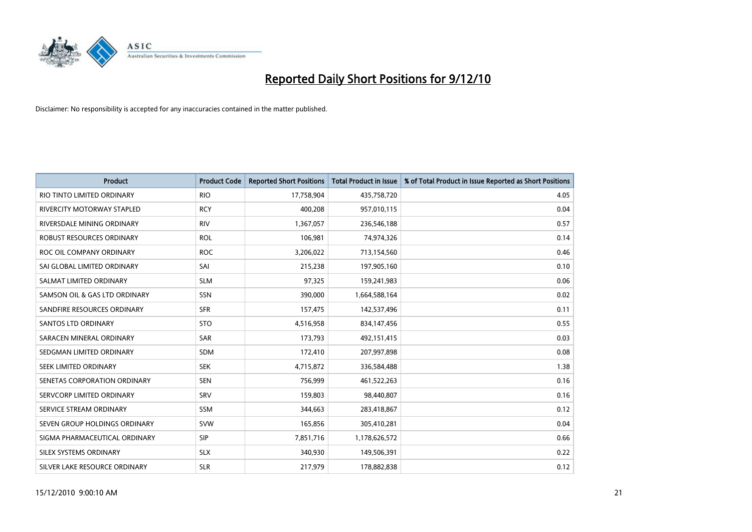# Reported Daily Short Positions for 9/12/10

Disclaimer: No responsibility is accepted for any inaccuracies contained in the matter published.

| Product | Product Code | Reported Short Positions | Total Product in Issue | % of Total Product in Issue Reported as Short Positions |
|---|---|---|---|---|
| RIO TINTO LIMITED ORDINARY | RIO | 17,758,904 | 435,758,720 | 4.05 |
| RIVERCITY MOTORWAY STAPLED | RCY | 400,208 | 957,010,115 | 0.04 |
| RIVERSDALE MINING ORDINARY | RIV | 1,367,057 | 236,546,188 | 0.57 |
| ROBUST RESOURCES ORDINARY | ROL | 106,981 | 74,974,326 | 0.14 |
| ROC OIL COMPANY ORDINARY | ROC | 3,206,022 | 713,154,560 | 0.46 |
| SAI GLOBAL LIMITED ORDINARY | SAI | 215,238 | 197,905,160 | 0.10 |
| SALMAT LIMITED ORDINARY | SLM | 97,325 | 159,241,983 | 0.06 |
| SAMSON OIL & GAS LTD ORDINARY | SSN | 390,000 | 1,664,588,164 | 0.02 |
| SANDFIRE RESOURCES ORDINARY | SFR | 157,475 | 142,537,496 | 0.11 |
| SANTOS LTD ORDINARY | STO | 4,516,958 | 834,147,456 | 0.55 |
| SARACEN MINERAL ORDINARY | SAR | 173,793 | 492,151,415 | 0.03 |
| SEDGMAN LIMITED ORDINARY | SDM | 172,410 | 207,997,898 | 0.08 |
| SEEK LIMITED ORDINARY | SEK | 4,715,872 | 336,584,488 | 1.38 |
| SENETAS CORPORATION ORDINARY | SEN | 756,999 | 461,522,263 | 0.16 |
| SERVCORP LIMITED ORDINARY | SRV | 159,803 | 98,440,807 | 0.16 |
| SERVICE STREAM ORDINARY | SSM | 344,663 | 283,418,867 | 0.12 |
| SEVEN GROUP HOLDINGS ORDINARY | SVW | 165,856 | 305,410,281 | 0.04 |
| SIGMA PHARMACEUTICAL ORDINARY | SIP | 7,851,716 | 1,178,626,572 | 0.66 |
| SILEX SYSTEMS ORDINARY | SLX | 340,930 | 149,506,391 | 0.22 |
| SILVER LAKE RESOURCE ORDINARY | SLR | 217,979 | 178,882,838 | 0.12 |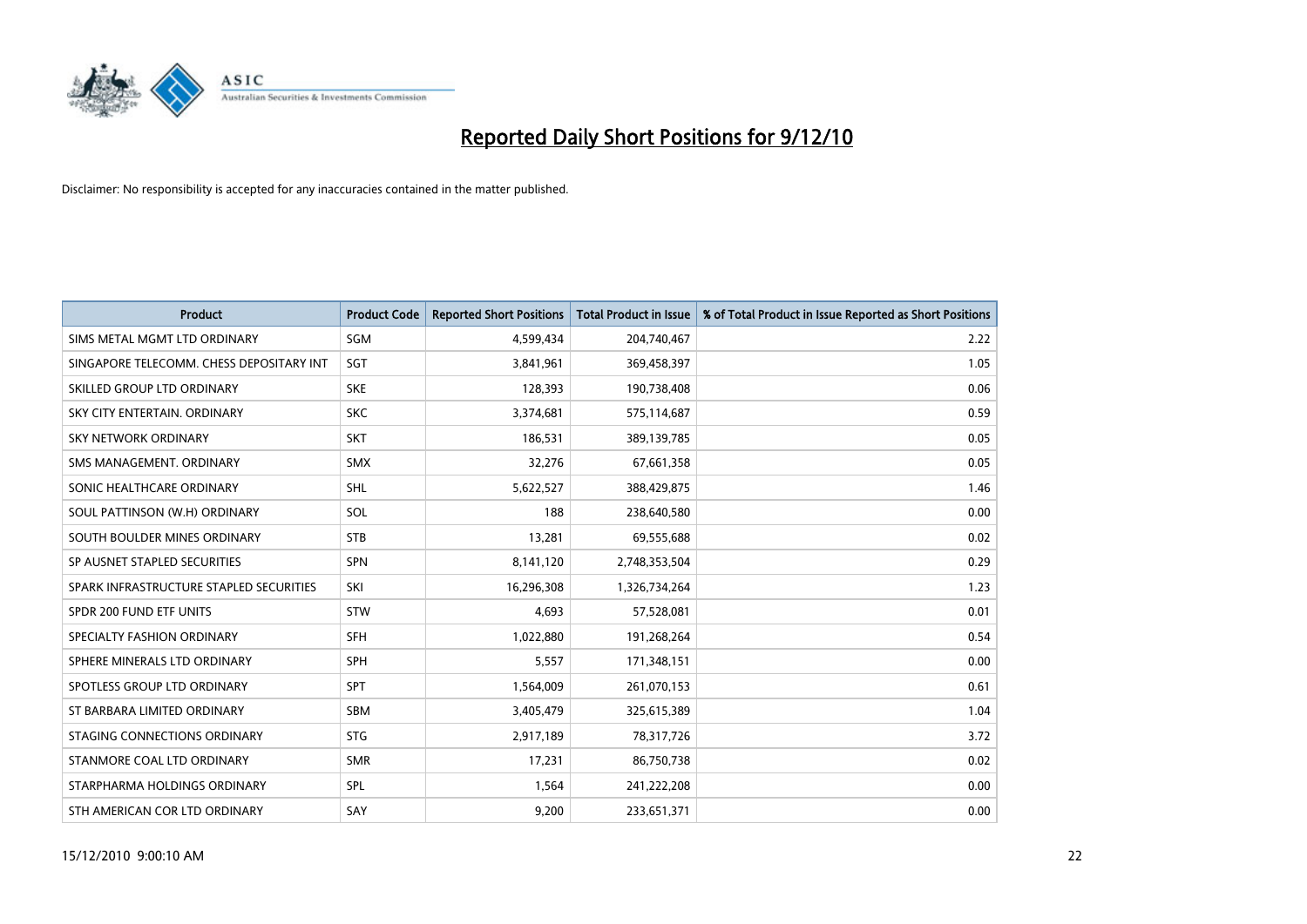# Reported Daily Short Positions for 9/12/10

Disclaimer: No responsibility is accepted for any inaccuracies contained in the matter published.

| Product | Product Code | Reported Short Positions | Total Product in Issue | % of Total Product in Issue Reported as Short Positions |
|---|---|---|---|---|
| SIMS METAL MGMT LTD ORDINARY | SGM | 4,599,434 | 204,740,467 | 2.22 |
| SINGAPORE TELECOMM. CHESS DEPOSITARY INT | SGT | 3,841,961 | 369,458,397 | 1.05 |
| SKILLED GROUP LTD ORDINARY | SKE | 128,393 | 190,738,408 | 0.06 |
| SKY CITY ENTERTAIN. ORDINARY | SKC | 3,374,681 | 575,114,687 | 0.59 |
| SKY NETWORK ORDINARY | SKT | 186,531 | 389,139,785 | 0.05 |
| SMS MANAGEMENT. ORDINARY | SMX | 32,276 | 67,661,358 | 0.05 |
| SONIC HEALTHCARE ORDINARY | SHL | 5,622,527 | 388,429,875 | 1.46 |
| SOUL PATTINSON (W.H) ORDINARY | SOL | 188 | 238,640,580 | 0.00 |
| SOUTH BOULDER MINES ORDINARY | STB | 13,281 | 69,555,688 | 0.02 |
| SP AUSNET STAPLED SECURITIES | SPN | 8,141,120 | 2,748,353,504 | 0.29 |
| SPARK INFRASTRUCTURE STAPLED SECURITIES | SKI | 16,296,308 | 1,326,734,264 | 1.23 |
| SPDR 200 FUND ETF UNITS | STW | 4,693 | 57,528,081 | 0.01 |
| SPECIALTY FASHION ORDINARY | SFH | 1,022,880 | 191,268,264 | 0.54 |
| SPHERE MINERALS LTD ORDINARY | SPH | 5,557 | 171,348,151 | 0.00 |
| SPOTLESS GROUP LTD ORDINARY | SPT | 1,564,009 | 261,070,153 | 0.61 |
| ST BARBARA LIMITED ORDINARY | SBM | 3,405,479 | 325,615,389 | 1.04 |
| STAGING CONNECTIONS ORDINARY | STG | 2,917,189 | 78,317,726 | 3.72 |
| STANMORE COAL LTD ORDINARY | SMR | 17,231 | 86,750,738 | 0.02 |
| STARPHARMA HOLDINGS ORDINARY | SPL | 1,564 | 241,222,208 | 0.00 |
| STH AMERICAN COR LTD ORDINARY | SAY | 9,200 | 233,651,371 | 0.00 |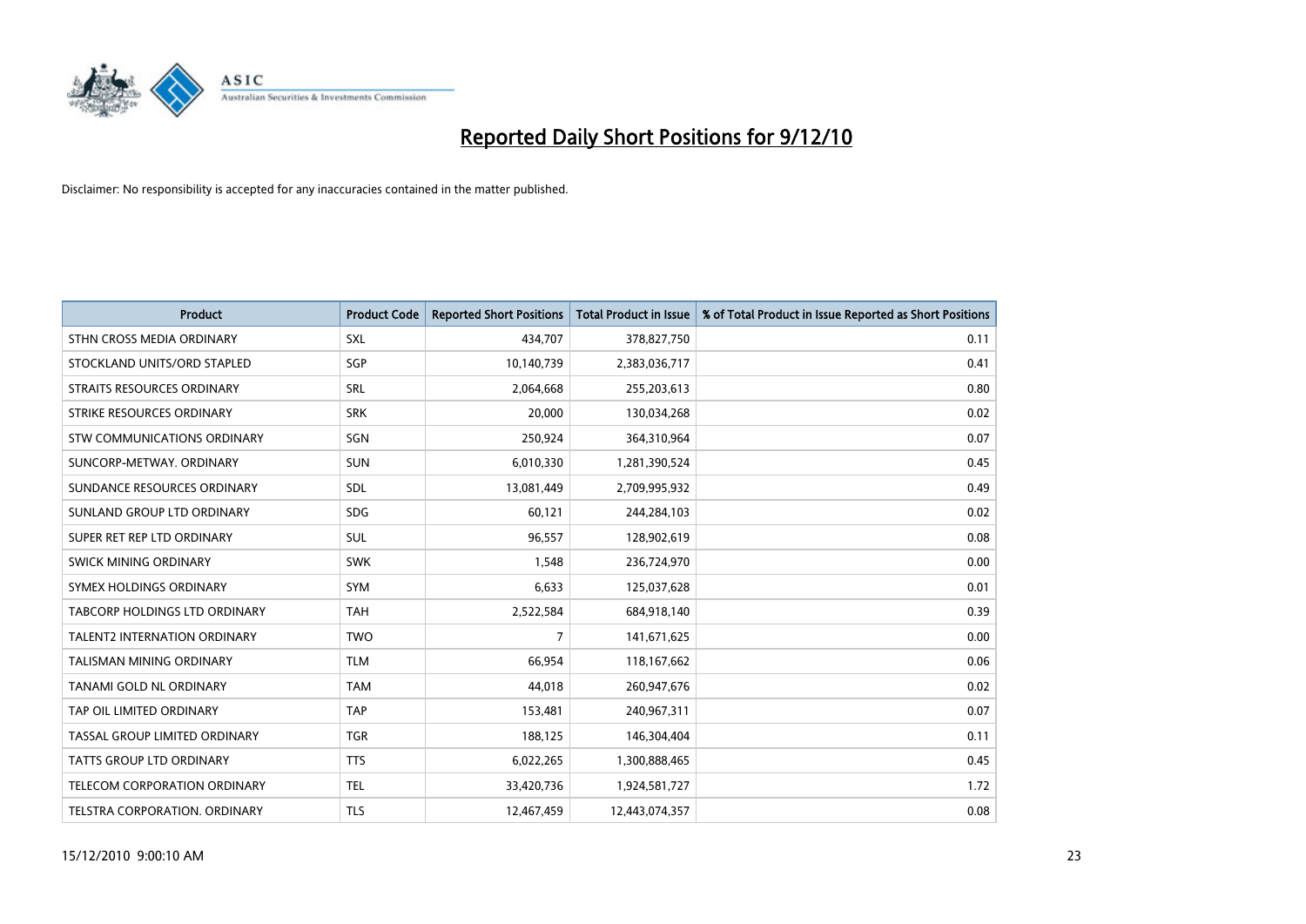# Reported Daily Short Positions for 9/12/10

Disclaimer: No responsibility is accepted for any inaccuracies contained in the matter published.

| Product | Product Code | Reported Short Positions | Total Product in Issue | % of Total Product in Issue Reported as Short Positions |
|---|---|---|---|---|
| STHN CROSS MEDIA ORDINARY | SXL | 434,707 | 378,827,750 | 0.11 |
| STOCKLAND UNITS/ORD STAPLED | SGP | 10,140,739 | 2,383,036,717 | 0.41 |
| STRAITS RESOURCES ORDINARY | SRL | 2,064,668 | 255,203,613 | 0.80 |
| STRIKE RESOURCES ORDINARY | SRK | 20,000 | 130,034,268 | 0.02 |
| STW COMMUNICATIONS ORDINARY | SGN | 250,924 | 364,310,964 | 0.07 |
| SUNCORP-METWAY. ORDINARY | SUN | 6,010,330 | 1,281,390,524 | 0.45 |
| SUNDANCE RESOURCES ORDINARY | SDL | 13,081,449 | 2,709,995,932 | 0.49 |
| SUNLAND GROUP LTD ORDINARY | SDG | 60,121 | 244,284,103 | 0.02 |
| SUPER RET REP LTD ORDINARY | SUL | 96,557 | 128,902,619 | 0.08 |
| SWICK MINING ORDINARY | SWK | 1,548 | 236,724,970 | 0.00 |
| SYMEX HOLDINGS ORDINARY | SYM | 6,633 | 125,037,628 | 0.01 |
| TABCORP HOLDINGS LTD ORDINARY | TAH | 2,522,584 | 684,918,140 | 0.39 |
| TALENT2 INTERNATION ORDINARY | TWO | 7 | 141,671,625 | 0.00 |
| TALISMAN MINING ORDINARY | TLM | 66,954 | 118,167,662 | 0.06 |
| TANAMI GOLD NL ORDINARY | TAM | 44,018 | 260,947,676 | 0.02 |
| TAP OIL LIMITED ORDINARY | TAP | 153,481 | 240,967,311 | 0.07 |
| TASSAL GROUP LIMITED ORDINARY | TGR | 188,125 | 146,304,404 | 0.11 |
| TATTS GROUP LTD ORDINARY | TTS | 6,022,265 | 1,300,888,465 | 0.45 |
| TELECOM CORPORATION ORDINARY | TEL | 33,420,736 | 1,924,581,727 | 1.72 |
| TELSTRA CORPORATION. ORDINARY | TLS | 12,467,459 | 12,443,074,357 | 0.08 |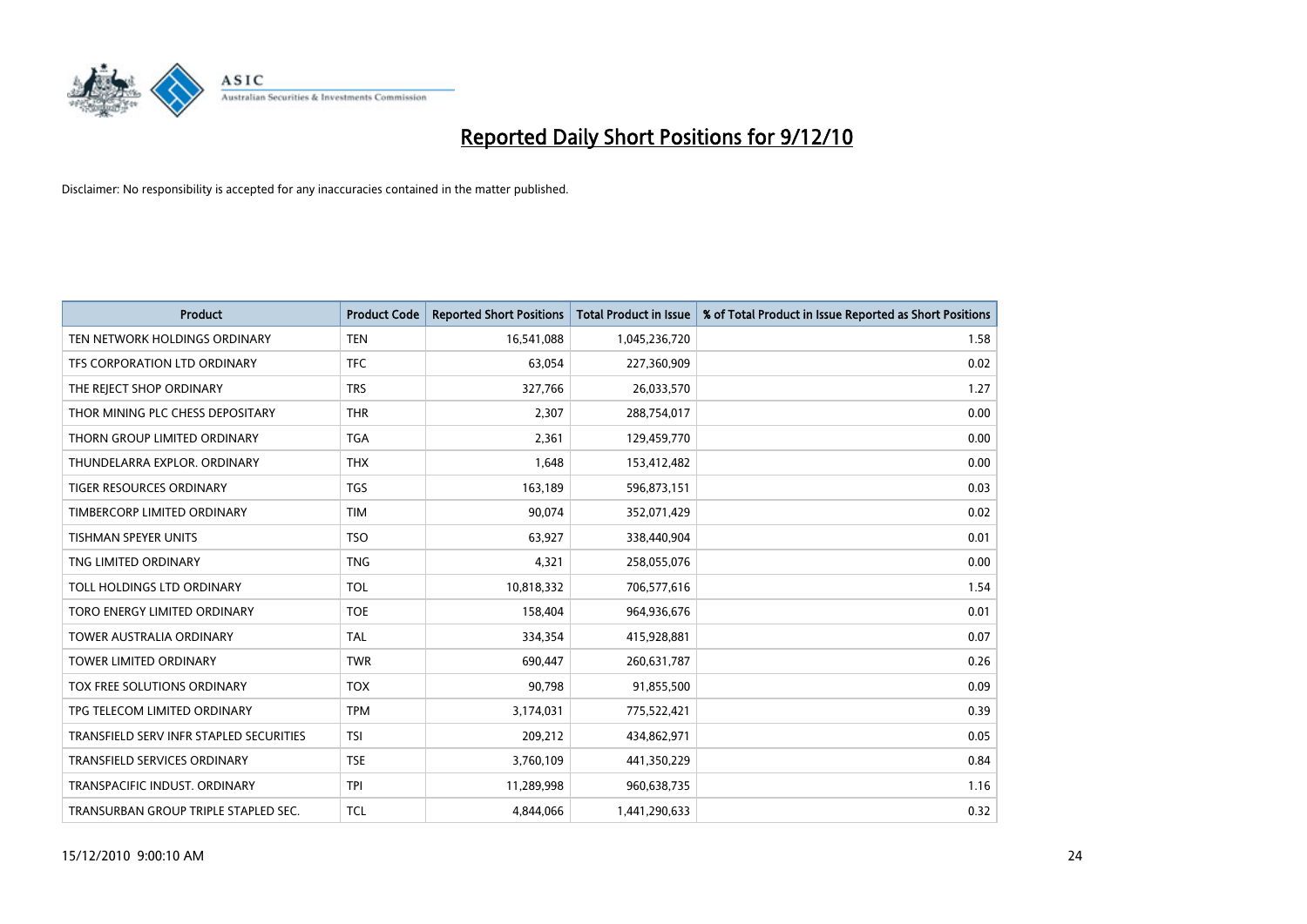# Reported Daily Short Positions for 9/12/10

Disclaimer: No responsibility is accepted for any inaccuracies contained in the matter published.

| Product | Product Code | Reported Short Positions | Total Product in Issue | % of Total Product in Issue Reported as Short Positions |
|---|---|---|---|---|
| TEN NETWORK HOLDINGS ORDINARY | TEN | 16,541,088 | 1,045,236,720 | 1.58 |
| TFS CORPORATION LTD ORDINARY | TFC | 63,054 | 227,360,909 | 0.02 |
| THE REJECT SHOP ORDINARY | TRS | 327,766 | 26,033,570 | 1.27 |
| THOR MINING PLC CHESS DEPOSITARY | THR | 2,307 | 288,754,017 | 0.00 |
| THORN GROUP LIMITED ORDINARY | TGA | 2,361 | 129,459,770 | 0.00 |
| THUNDELARRA EXPLOR. ORDINARY | THX | 1,648 | 153,412,482 | 0.00 |
| TIGER RESOURCES ORDINARY | TGS | 163,189 | 596,873,151 | 0.03 |
| TIMBERCORP LIMITED ORDINARY | TIM | 90,074 | 352,071,429 | 0.02 |
| TISHMAN SPEYER UNITS | TSO | 63,927 | 338,440,904 | 0.01 |
| TNG LIMITED ORDINARY | TNG | 4,321 | 258,055,076 | 0.00 |
| TOLL HOLDINGS LTD ORDINARY | TOL | 10,818,332 | 706,577,616 | 1.54 |
| TORO ENERGY LIMITED ORDINARY | TOE | 158,404 | 964,936,676 | 0.01 |
| TOWER AUSTRALIA ORDINARY | TAL | 334,354 | 415,928,881 | 0.07 |
| TOWER LIMITED ORDINARY | TWR | 690,447 | 260,631,787 | 0.26 |
| TOX FREE SOLUTIONS ORDINARY | TOX | 90,798 | 91,855,500 | 0.09 |
| TPG TELECOM LIMITED ORDINARY | TPM | 3,174,031 | 775,522,421 | 0.39 |
| TRANSFIELD SERV INFR STAPLED SECURITIES | TSI | 209,212 | 434,862,971 | 0.05 |
| TRANSFIELD SERVICES ORDINARY | TSE | 3,760,109 | 441,350,229 | 0.84 |
| TRANSPACIFIC INDUST. ORDINARY | TPI | 11,289,998 | 960,638,735 | 1.16 |
| TRANSURBAN GROUP TRIPLE STAPLED SEC. | TCL | 4,844,066 | 1,441,290,633 | 0.32 |

15/12/2010 9:00:10 AM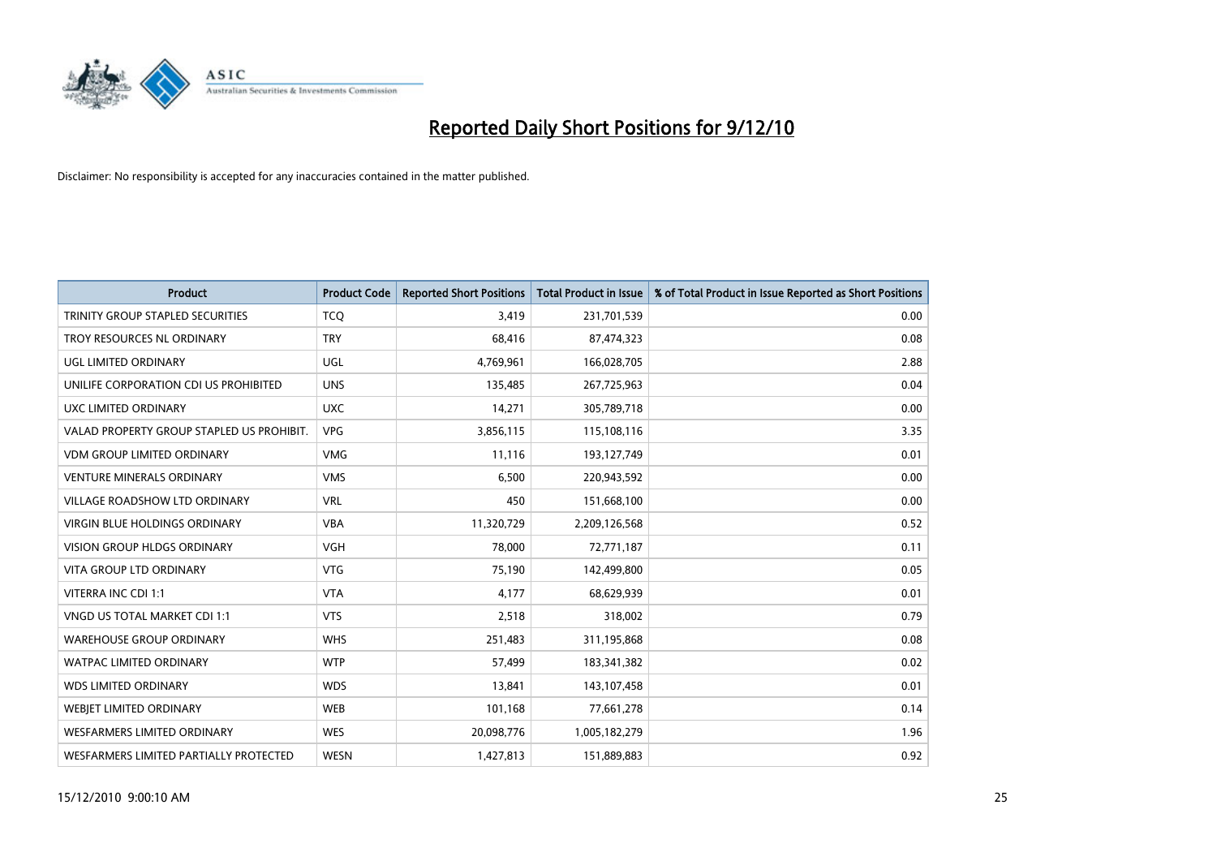# Reported Daily Short Positions for 9/12/10

Disclaimer: No responsibility is accepted for any inaccuracies contained in the matter published.

| Product | Product Code | Reported Short Positions | Total Product in Issue | % of Total Product in Issue Reported as Short Positions |
|---|---|---|---|---|
| TRINITY GROUP STAPLED SECURITIES | TCQ | 3,419 | 231,701,539 | 0.00 |
| TROY RESOURCES NL ORDINARY | TRY | 68,416 | 87,474,323 | 0.08 |
| UGL LIMITED ORDINARY | UGL | 4,769,961 | 166,028,705 | 2.88 |
| UNILIFE CORPORATION CDI US PROHIBITED | UNS | 135,485 | 267,725,963 | 0.04 |
| UXC LIMITED ORDINARY | UXC | 14,271 | 305,789,718 | 0.00 |
| VALAD PROPERTY GROUP STAPLED US PROHIBIT. | VPG | 3,856,115 | 115,108,116 | 3.35 |
| VDM GROUP LIMITED ORDINARY | VMG | 11,116 | 193,127,749 | 0.01 |
| VENTURE MINERALS ORDINARY | VMS | 6,500 | 220,943,592 | 0.00 |
| VILLAGE ROADSHOW LTD ORDINARY | VRL | 450 | 151,668,100 | 0.00 |
| VIRGIN BLUE HOLDINGS ORDINARY | VBA | 11,320,729 | 2,209,126,568 | 0.52 |
| VISION GROUP HLDGS ORDINARY | VGH | 78,000 | 72,771,187 | 0.11 |
| VITA GROUP LTD ORDINARY | VTG | 75,190 | 142,499,800 | 0.05 |
| VITERRA INC CDI 1:1 | VTA | 4,177 | 68,629,939 | 0.01 |
| VNGD US TOTAL MARKET CDI 1:1 | VTS | 2,518 | 318,002 | 0.79 |
| WAREHOUSE GROUP ORDINARY | WHS | 251,483 | 311,195,868 | 0.08 |
| WATPAC LIMITED ORDINARY | WTP | 57,499 | 183,341,382 | 0.02 |
| WDS LIMITED ORDINARY | WDS | 13,841 | 143,107,458 | 0.01 |
| WEBJET LIMITED ORDINARY | WEB | 101,168 | 77,661,278 | 0.14 |
| WESFARMERS LIMITED ORDINARY | WES | 20,098,776 | 1,005,182,279 | 1.96 |
| WESFARMERS LIMITED PARTIALLY PROTECTED | WESN | 1,427,813 | 151,889,883 | 0.92 |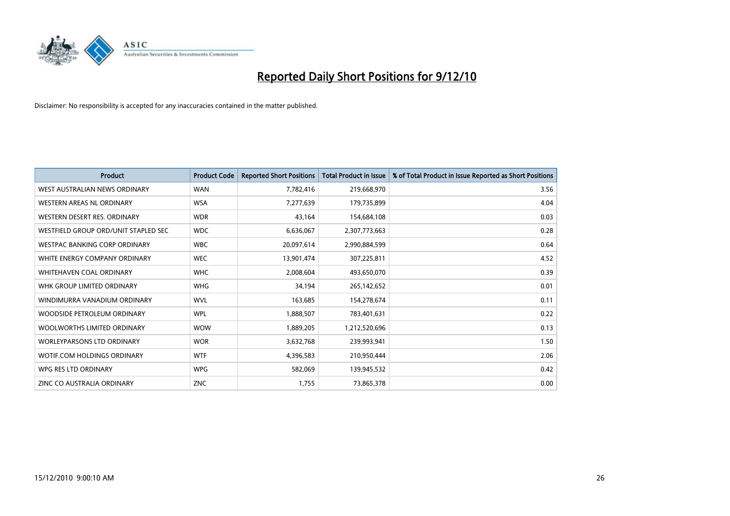# Reported Daily Short Positions for 9/12/10

Disclaimer: No responsibility is accepted for any inaccuracies contained in the matter published.

| Product | Product Code | Reported Short Positions | Total Product in Issue | % of Total Product in Issue Reported as Short Positions |
|---|---|---|---|---|
| WEST AUSTRALIAN NEWS ORDINARY | WAN | 7,782,416 | 219,668,970 | 3.56 |
| WESTERN AREAS NL ORDINARY | WSA | 7,277,639 | 179,735,899 | 4.04 |
| WESTERN DESERT RES. ORDINARY | WDR | 43,164 | 154,684,108 | 0.03 |
| WESTFIELD GROUP ORD/UNIT STAPLED SEC | WDC | 6,636,067 | 2,307,773,663 | 0.28 |
| WESTPAC BANKING CORP ORDINARY | WBC | 20,097,614 | 2,990,884,599 | 0.64 |
| WHITE ENERGY COMPANY ORDINARY | WEC | 13,901,474 | 307,225,811 | 4.52 |
| WHITEHAVEN COAL ORDINARY | WHC | 2,008,604 | 493,650,070 | 0.39 |
| WHK GROUP LIMITED ORDINARY | WHG | 34,194 | 265,142,652 | 0.01 |
| WINDIMURRA VANADIUM ORDINARY | WVL | 163,685 | 154,278,674 | 0.11 |
| WOODSIDE PETROLEUM ORDINARY | WPL | 1,888,507 | 783,401,631 | 0.22 |
| WOOLWORTHS LIMITED ORDINARY | WOW | 1,889,205 | 1,212,520,696 | 0.13 |
| WORLEYPARSONS LTD ORDINARY | WOR | 3,632,768 | 239,993,941 | 1.50 |
| WOTIF.COM HOLDINGS ORDINARY | WTF | 4,396,583 | 210,950,444 | 2.06 |
| WPG RES LTD ORDINARY | WPG | 582,069 | 139,945,532 | 0.42 |
| ZINC CO AUSTRALIA ORDINARY | ZNC | 1,755 | 73,865,378 | 0.00 |

15/12/2010 9:00:10 AM